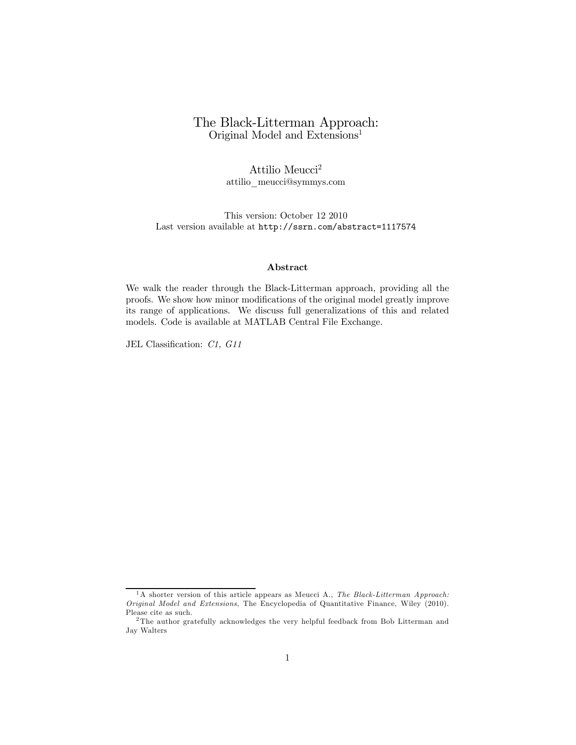# The Black-Litterman Approach:
## Original Model and Extensions[1]

Attilio Meucci[2]
attilio_meucci@symmys.com

This version: October 12 2010
Last version available at http://ssrn.com/abstract=1117574

### Abstract

We walk the reader through the Black-Litterman approach, providing all the proofs. We show how minor modifications of the original model greatly improve its range of applications. We discuss full generalizations of this and related models. Code is available at MATLAB Central File Exchange.

JEL Classification: *C1, G11*

---

[1] A shorter version of this article appears as Meucci A., *The Black-Litterman Approach: Original Model and Extensions*, The Encyclopedia of Quantitative Finance, Wiley (2010). Please cite as such.

[2] The author gratefully acknowledges the very helpful feedback from Bob Litterman and Jay Walters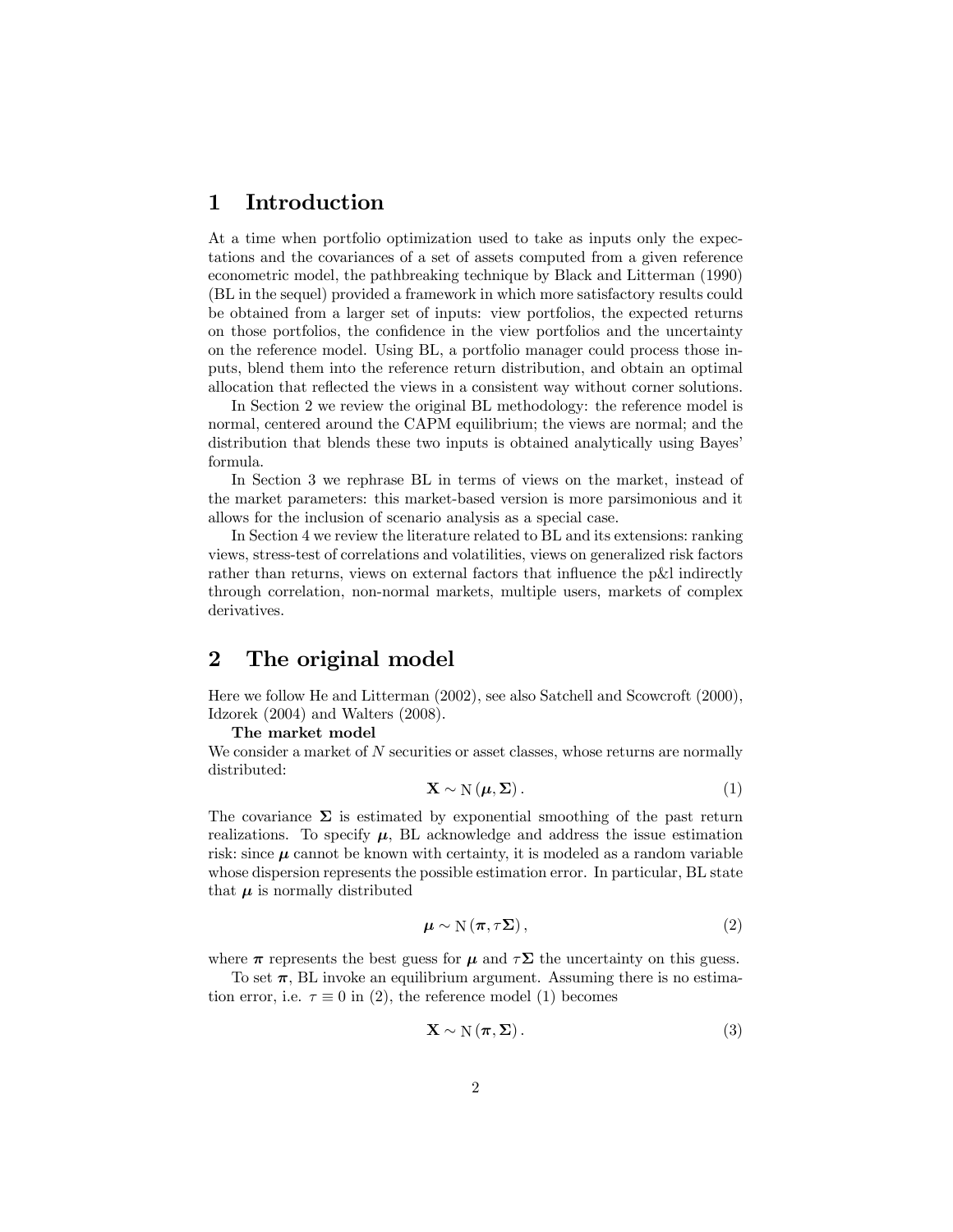# 1 Introduction

At a time when portfolio optimization used to take as inputs only the expectations and the covariances of a set of assets computed from a given reference econometric model, the pathbreaking technique by Black and Litterman (1990) (BL in the sequel) provided a framework in which more satisfactory results could be obtained from a larger set of inputs: view portfolios, the expected returns on those portfolios, the confidence in the view portfolios and the uncertainty on the reference model. Using BL, a portfolio manager could process those inputs, blend them into the reference return distribution, and obtain an optimal allocation that reflected the views in a consistent way without corner solutions.

In Section 2 we review the original BL methodology: the reference model is normal, centered around the CAPM equilibrium; the views are normal; and the distribution that blends these two inputs is obtained analytically using Bayes' formula.

In Section 3 we rephrase BL in terms of views on the market, instead of the market parameters: this market-based version is more parsimonious and it allows for the inclusion of scenario analysis as a special case.

In Section 4 we review the literature related to BL and its extensions: ranking views, stress-test of correlations and volatilities, views on generalized risk factors rather than returns, views on external factors that influence the p&l indirectly through correlation, non-normal markets, multiple users, markets of complex derivatives.

# 2 The original model

Here we follow He and Litterman (2002), see also Satchell and Scowcroft (2000), Idzorek (2004) and Walters (2008).

**The market model**

We consider a market of $N$ securities or asset classes, whose returns are normally distributed:

$$\mathbf{X} \sim \mathrm{N}\left(\boldsymbol{\mu}, \boldsymbol{\Sigma}\right). \tag{1}$$

The covariance $\boldsymbol{\Sigma}$ is estimated by exponential smoothing of the past return realizations. To specify $\boldsymbol{\mu}$, BL acknowledge and address the issue estimation risk: since $\boldsymbol{\mu}$ cannot be known with certainty, it is modeled as a random variable whose dispersion represents the possible estimation error. In particular, BL state that $\boldsymbol{\mu}$ is normally distributed

$$\boldsymbol{\mu} \sim \mathrm{N}\left(\boldsymbol{\pi}, \tau\boldsymbol{\Sigma}\right), \tag{2}$$

where $\boldsymbol{\pi}$ represents the best guess for $\boldsymbol{\mu}$ and $\tau\boldsymbol{\Sigma}$ the uncertainty on this guess.

To set $\boldsymbol{\pi}$, BL invoke an equilibrium argument. Assuming there is no estimation error, i.e. $\tau \equiv 0$ in (2), the reference model (1) becomes

$$\mathbf{X} \sim \mathrm{N}\left(\boldsymbol{\pi}, \boldsymbol{\Sigma}\right). \tag{3}$$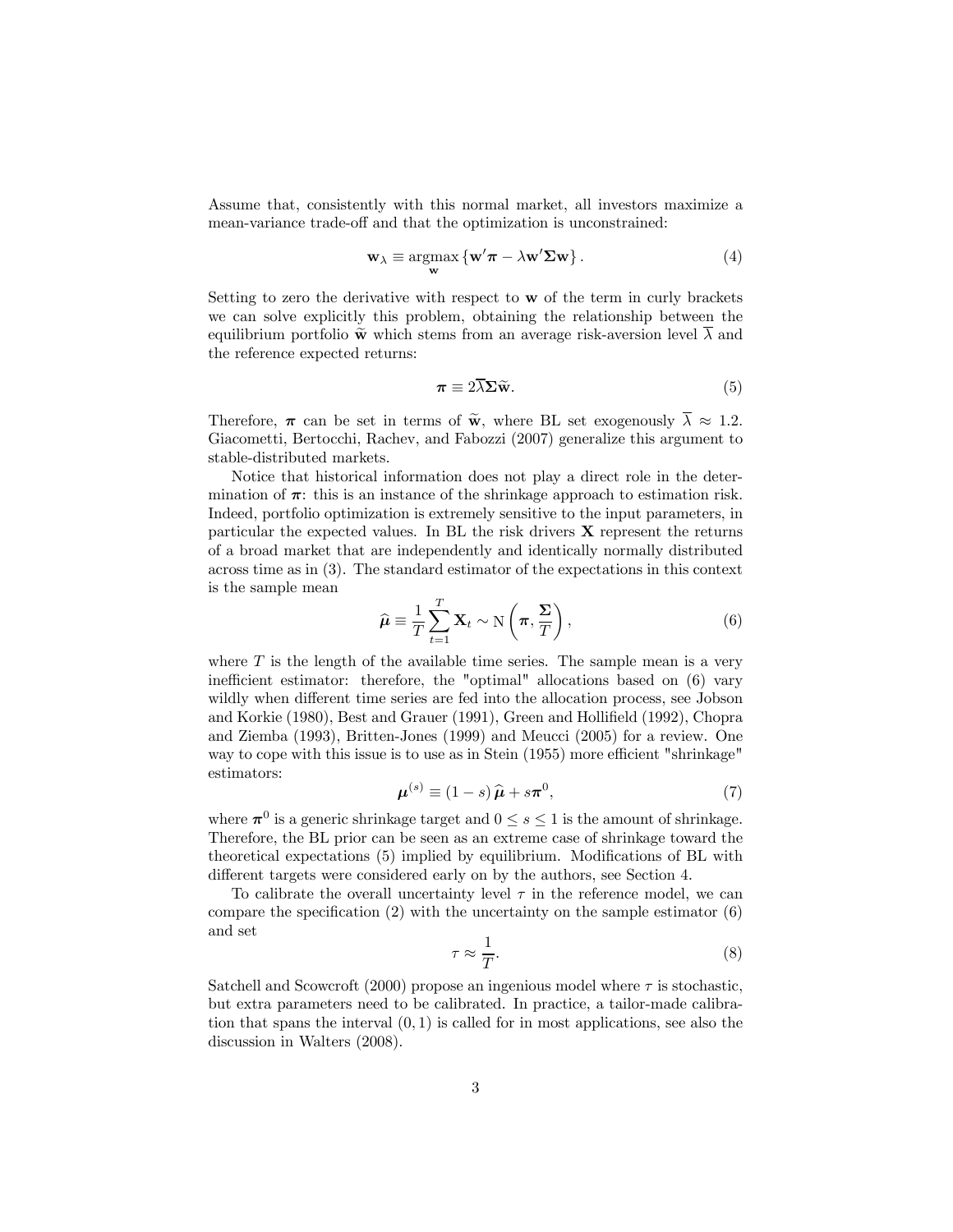Assume that, consistently with this normal market, all investors maximize a mean-variance trade-off and that the optimization is unconstrained:

$$\mathbf{w}_{\lambda} \equiv \underset{\mathbf{w}}{\operatorname{argmax}} \left\{ \mathbf{w}'\boldsymbol{\pi} - \lambda \mathbf{w}'\boldsymbol{\Sigma}\mathbf{w} \right\}. \tag{4}$$

Setting to zero the derivative with respect to $\mathbf{w}$ of the term in curly brackets we can solve explicitly this problem, obtaining the relationship between the equilibrium portfolio $\widetilde{\mathbf{w}}$ which stems from an average risk-aversion level $\overline{\lambda}$ and the reference expected returns:

$$\boldsymbol{\pi} \equiv 2\overline{\lambda}\boldsymbol{\Sigma}\widetilde{\mathbf{w}}. \tag{5}$$

Therefore, $\boldsymbol{\pi}$ can be set in terms of $\widetilde{\mathbf{w}}$, where BL set exogenously $\overline{\lambda} \approx 1.2$. Giacometti, Bertocchi, Rachev, and Fabozzi (2007) generalize this argument to stable-distributed markets.

Notice that historical information does not play a direct role in the determination of $\boldsymbol{\pi}$: this is an instance of the shrinkage approach to estimation risk. Indeed, portfolio optimization is extremely sensitive to the input parameters, in particular the expected values. In BL the risk drivers $\mathbf{X}$ represent the returns of a broad market that are independently and identically normally distributed across time as in (3). The standard estimator of the expectations in this context is the sample mean

$$\widehat{\boldsymbol{\mu}} \equiv \frac{1}{T}\sum_{t=1}^{T} \mathbf{X}_t \sim \mathrm{N}\left(\boldsymbol{\pi}, \frac{\boldsymbol{\Sigma}}{T}\right), \tag{6}$$

where $T$ is the length of the available time series. The sample mean is a very inefficient estimator: therefore, the "optimal" allocations based on (6) vary wildly when different time series are fed into the allocation process, see Jobson and Korkie (1980), Best and Grauer (1991), Green and Hollifield (1992), Chopra and Ziemba (1993), Britten-Jones (1999) and Meucci (2005) for a review. One way to cope with this issue is to use as in Stein (1955) more efficient "shrinkage" estimators:

$$\boldsymbol{\mu}^{(s)} \equiv (1-s)\,\widehat{\boldsymbol{\mu}} + s\boldsymbol{\pi}^{0}, \tag{7}$$

where $\boldsymbol{\pi}^{0}$ is a generic shrinkage target and $0 \leq s \leq 1$ is the amount of shrinkage. Therefore, the BL prior can be seen as an extreme case of shrinkage toward the theoretical expectations (5) implied by equilibrium. Modifications of BL with different targets were considered early on by the authors, see Section 4.

To calibrate the overall uncertainty level $\tau$ in the reference model, we can compare the specification (2) with the uncertainty on the sample estimator (6) and set

$$\tau \approx \frac{1}{T}. \tag{8}$$

Satchell and Scowcroft (2000) propose an ingenious model where $\tau$ is stochastic, but extra parameters need to be calibrated. In practice, a tailor-made calibration that spans the interval $(0, 1)$ is called for in most applications, see also the discussion in Walters (2008).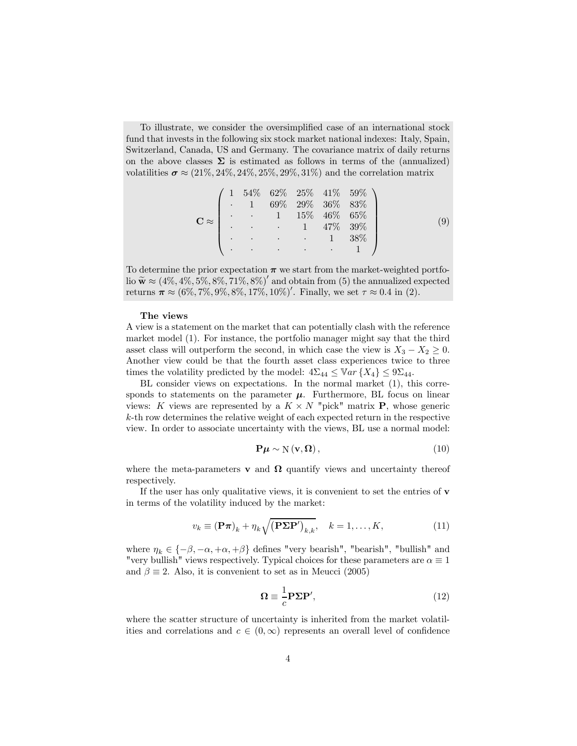To illustrate, we consider the oversimplified case of an international stock fund that invests in the following six stock market national indexes: Italy, Spain, Switzerland, Canada, US and Germany. The covariance matrix of daily returns on the above classes $\boldsymbol{\Sigma}$ is estimated as follows in terms of the (annualized) volatilities $\boldsymbol{\sigma} \approx (21\%, 24\%, 24\%, 25\%, 29\%, 31\%)$ and the correlation matrix

$$
\mathbf{C} \approx \begin{pmatrix} 1 & 54\% & 62\% & 25\% & 41\% & 59\% \\ \cdot & 1 & 69\% & 29\% & 36\% & 83\% \\ \cdot & \cdot & 1 & 15\% & 46\% & 65\% \\ \cdot & \cdot & \cdot & 1 & 47\% & 39\% \\ \cdot & \cdot & \cdot & \cdot & 1 & 38\% \\ \cdot & \cdot & \cdot & \cdot & \cdot & 1 \end{pmatrix} \tag{9}
$$

To determine the prior expectation $\boldsymbol{\pi}$ we start from the market-weighted portfolio $\widetilde{\mathbf{w}} \approx (4\%, 4\%, 5\%, 8\%, 71\%, 8\%)'$ and obtain from (5) the annualized expected returns $\boldsymbol{\pi} \approx (6\%, 7\%, 9\%, 8\%, 17\%, 10\%)'$. Finally, we set $\tau \approx 0.4$ in (2).

**The views**

A view is a statement on the market that can potentially clash with the reference market model (1). For instance, the portfolio manager might say that the third asset class will outperform the second, in which case the view is $X_3 - X_2 \geq 0$. Another view could be that the fourth asset class experiences twice to three times the volatility predicted by the model: $4\Sigma_{44} \leq \mathbb{V}ar\{X_4\} \leq 9\Sigma_{44}$.

BL consider views on expectations. In the normal market (1), this corresponds to statements on the parameter $\boldsymbol{\mu}$. Furthermore, BL focus on linear views: $K$ views are represented by a $K \times N$ "pick" matrix $\mathbf{P}$, whose generic $k$-th row determines the relative weight of each expected return in the respective view. In order to associate uncertainty with the views, BL use a normal model:

$$
\mathbf{P}\boldsymbol{\mu} \sim \mathrm{N}(\mathbf{v}, \boldsymbol{\Omega}), \tag{10}
$$

where the meta-parameters $\mathbf{v}$ and $\boldsymbol{\Omega}$ quantify views and uncertainty thereof respectively.

If the user has only qualitative views, it is convenient to set the entries of $\mathbf{v}$ in terms of the volatility induced by the market:

$$
v_k \equiv (\mathbf{P}\boldsymbol{\pi})_k + \eta_k \sqrt{(\mathbf{P}\boldsymbol{\Sigma}\mathbf{P}')_{k,k}}, \quad k = 1, \ldots, K, \tag{11}
$$

where $\eta_k \in \{-\beta, -\alpha, +\alpha, +\beta\}$ defines "very bearish", "bearish", "bullish" and "very bullish" views respectively. Typical choices for these parameters are $\alpha \equiv 1$ and $\beta \equiv 2$. Also, it is convenient to set as in Meucci (2005)

$$
\boldsymbol{\Omega} \equiv \frac{1}{c}\mathbf{P}\boldsymbol{\Sigma}\mathbf{P}', \tag{12}
$$

where the scatter structure of uncertainty is inherited from the market volatilities and correlations and $c \in (0, \infty)$ represents an overall level of confidence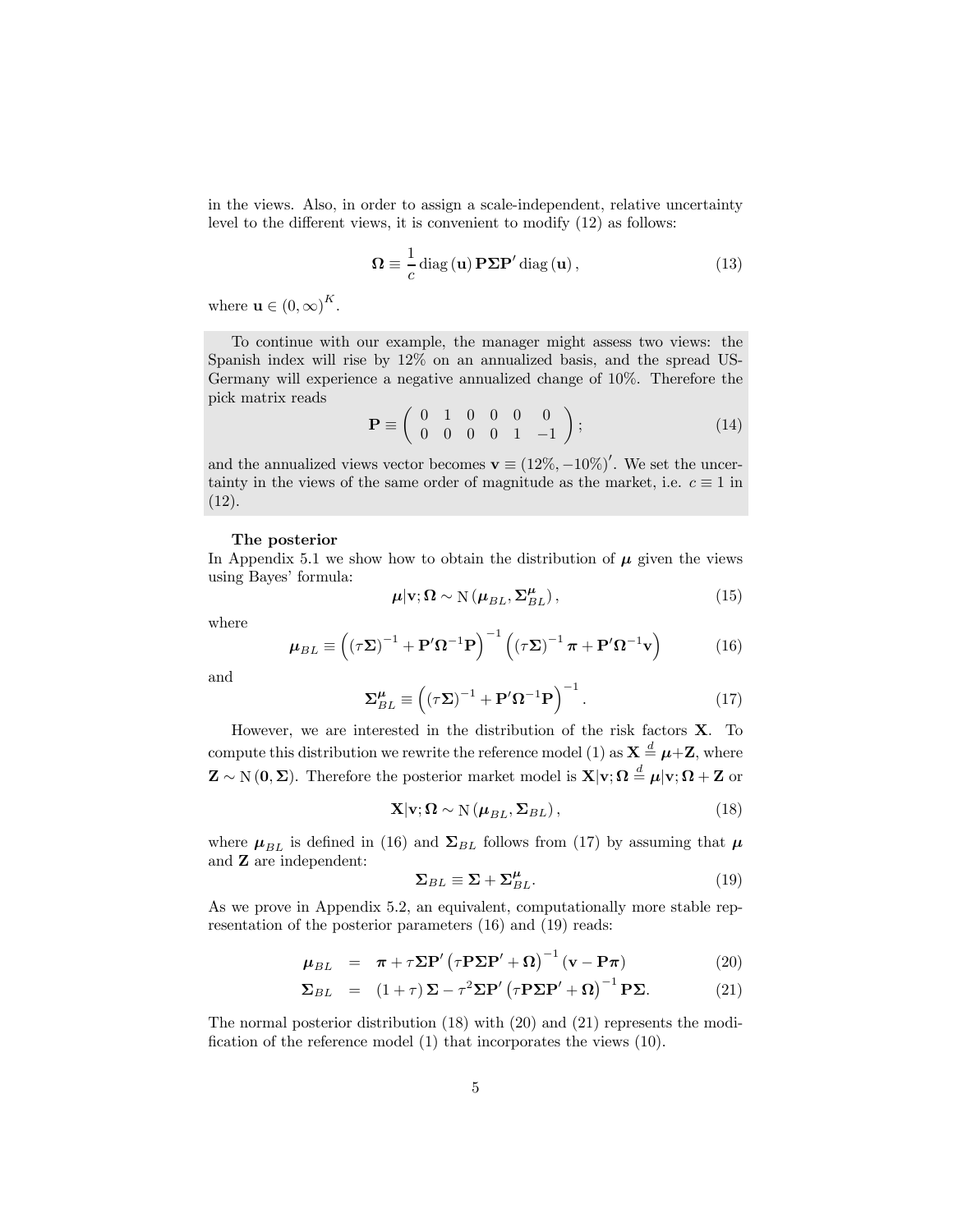in the views. Also, in order to assign a scale-independent, relative uncertainty level to the different views, it is convenient to modify (12) as follows:

$$\mathbf{\Omega} \equiv \frac{1}{c} \operatorname{diag}(\mathbf{u}) \mathbf{P} \mathbf{\Sigma} \mathbf{P}' \operatorname{diag}(\mathbf{u}), \tag{13}$$

where $\mathbf{u} \in (0, \infty)^K$.

To continue with our example, the manager might assess two views: the Spanish index will rise by 12% on an annualized basis, and the spread US-Germany will experience a negative annualized change of 10%. Therefore the pick matrix reads

$$\mathbf{P} \equiv \begin{pmatrix} 0 & 1 & 0 & 0 & 0 & 0 \\ 0 & 0 & 0 & 0 & 1 & -1 \end{pmatrix}; \tag{14}$$

and the annualized views vector becomes $\mathbf{v} \equiv (12\%, -10\%)'$. We set the uncertainty in the views of the same order of magnitude as the market, i.e. $c \equiv 1$ in (12).

**The posterior**

In Appendix 5.1 we show how to obtain the distribution of $\boldsymbol{\mu}$ given the views using Bayes' formula:

$$\boldsymbol{\mu} | \mathbf{v}; \mathbf{\Omega} \sim \mathrm{N}\left(\boldsymbol{\mu}_{BL}, \mathbf{\Sigma}^{\boldsymbol{\mu}}_{BL}\right), \tag{15}$$

where

$$\boldsymbol{\mu}_{BL} \equiv \left( (\tau \mathbf{\Sigma})^{-1} + \mathbf{P}' \mathbf{\Omega}^{-1} \mathbf{P} \right)^{-1} \left( (\tau \mathbf{\Sigma})^{-1} \boldsymbol{\pi} + \mathbf{P}' \mathbf{\Omega}^{-1} \mathbf{v} \right) \tag{16}$$

and

$$\mathbf{\Sigma}^{\boldsymbol{\mu}}_{BL} \equiv \left( (\tau \mathbf{\Sigma})^{-1} + \mathbf{P}' \mathbf{\Omega}^{-1} \mathbf{P} \right)^{-1}. \tag{17}$$

However, we are interested in the distribution of the risk factors $\mathbf{X}$. To compute this distribution we rewrite the reference model (1) as $\mathbf{X} \stackrel{d}{=} \boldsymbol{\mu} + \mathbf{Z}$, where $\mathbf{Z} \sim \mathrm{N}(\mathbf{0}, \mathbf{\Sigma})$. Therefore the posterior market model is $\mathbf{X} | \mathbf{v}; \mathbf{\Omega} \stackrel{d}{=} \boldsymbol{\mu} | \mathbf{v}; \mathbf{\Omega} + \mathbf{Z}$ or

$$\mathbf{X} | \mathbf{v}; \mathbf{\Omega} \sim \mathrm{N}\left(\boldsymbol{\mu}_{BL}, \mathbf{\Sigma}_{BL}\right), \tag{18}$$

where $\boldsymbol{\mu}_{BL}$ is defined in (16) and $\mathbf{\Sigma}_{BL}$ follows from (17) by assuming that $\boldsymbol{\mu}$ and $\mathbf{Z}$ are independent:

$$\mathbf{\Sigma}_{BL} \equiv \mathbf{\Sigma} + \mathbf{\Sigma}^{\boldsymbol{\mu}}_{BL}. \tag{19}$$

As we prove in Appendix 5.2, an equivalent, computationally more stable representation of the posterior parameters (16) and (19) reads:

$$\boldsymbol{\mu}_{BL} = \boldsymbol{\pi} + \tau \mathbf{\Sigma} \mathbf{P}' \left( \tau \mathbf{P} \mathbf{\Sigma} \mathbf{P}' + \mathbf{\Omega} \right)^{-1} (\mathbf{v} - \mathbf{P} \boldsymbol{\pi}) \tag{20}$$

$$\mathbf{\Sigma}_{BL} = (1 + \tau) \mathbf{\Sigma} - \tau^2 \mathbf{\Sigma} \mathbf{P}' \left( \tau \mathbf{P} \mathbf{\Sigma} \mathbf{P}' + \mathbf{\Omega} \right)^{-1} \mathbf{P} \mathbf{\Sigma}. \tag{21}$$

The normal posterior distribution (18) with (20) and (21) represents the modification of the reference model (1) that incorporates the views (10).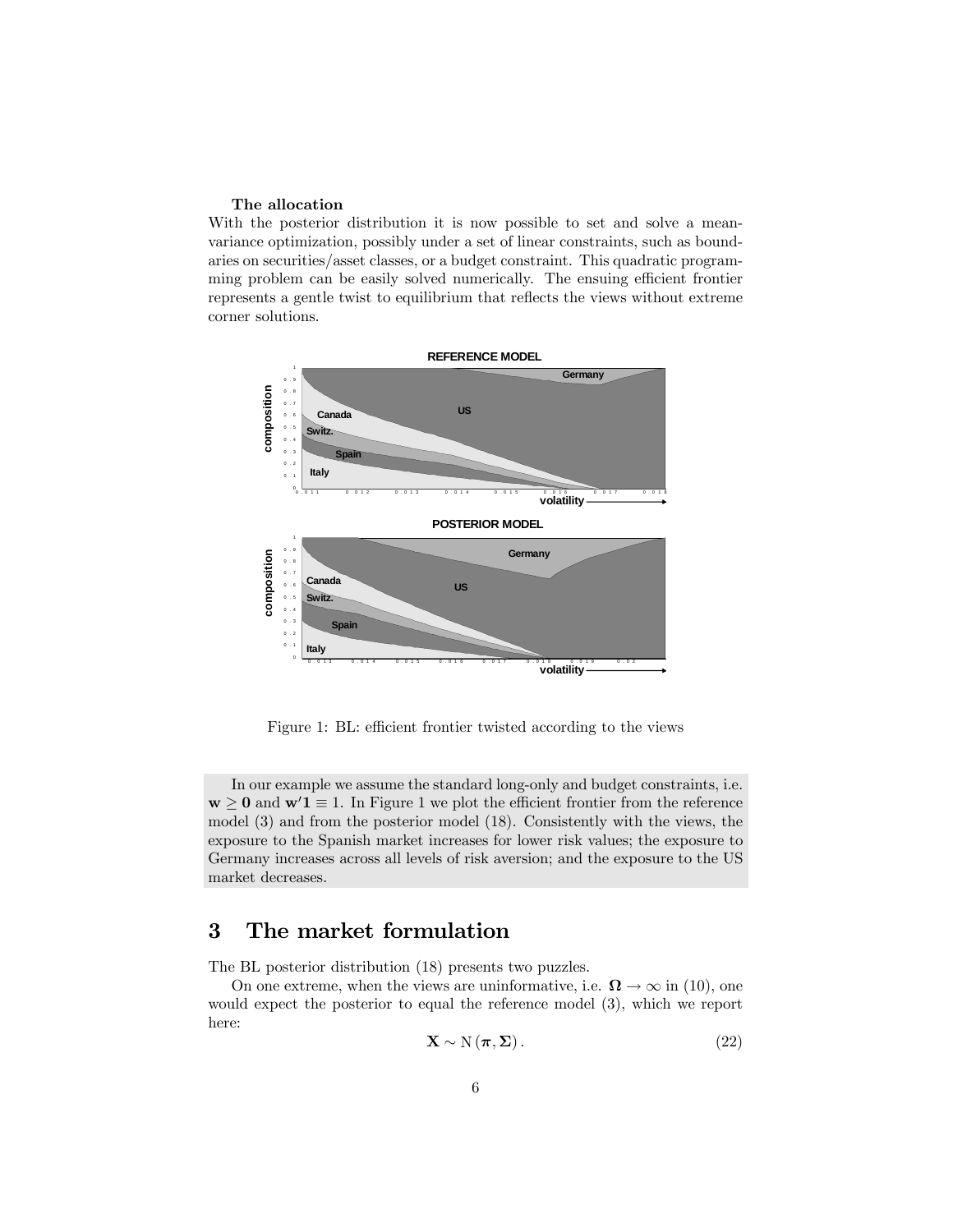**The allocation**

With the posterior distribution it is now possible to set and solve a mean-variance optimization, possibly under a set of linear constraints, such as boundaries on securities/asset classes, or a budget constraint. This quadratic programming problem can be easily solved numerically. The ensuing efficient frontier represents a gentle twist to equilibrium that reflects the views without extreme corner solutions.

Figure 1: BL: efficient frontier twisted according to the views

In our example we assume the standard long-only and budget constraints, i.e. $\mathbf{w} \geq \mathbf{0}$ and $\mathbf{w}'\mathbf{1} \equiv 1$. In Figure 1 we plot the efficient frontier from the reference model (3) and from the posterior model (18). Consistently with the views, the exposure to the Spanish market increases for lower risk values; the exposure to Germany increases across all levels of risk aversion; and the exposure to the US market decreases.

# 3 The market formulation

The BL posterior distribution (18) presents two puzzles.

On one extreme, when the views are uninformative, i.e. $\boldsymbol{\Omega} \to \infty$ in (10), one would expect the posterior to equal the reference model (3), which we report here:

$$\mathbf{X} \sim \mathrm{N}(\boldsymbol{\pi}, \boldsymbol{\Sigma}). \tag{22}$$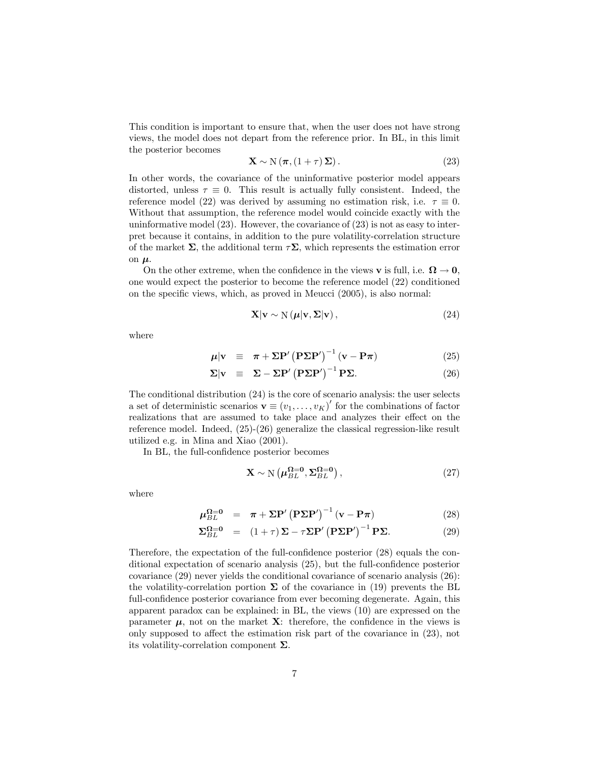This condition is important to ensure that, when the user does not have strong views, the model does not depart from the reference prior. In BL, in this limit the posterior becomes

$$\mathbf{X} \sim \mathrm{N}\left(\boldsymbol{\pi}, (1+\tau)\,\boldsymbol{\Sigma}\right). \tag{23}$$

In other words, the covariance of the uninformative posterior model appears distorted, unless $\tau \equiv 0$. This result is actually fully consistent. Indeed, the reference model (22) was derived by assuming no estimation risk, i.e. $\tau \equiv 0$. Without that assumption, the reference model would coincide exactly with the uninformative model (23). However, the covariance of (23) is not as easy to interpret because it contains, in addition to the pure volatility-correlation structure of the market $\boldsymbol{\Sigma}$, the additional term $\tau\boldsymbol{\Sigma}$, which represents the estimation error on $\boldsymbol{\mu}$.

On the other extreme, when the confidence in the views $\mathbf{v}$ is full, i.e. $\boldsymbol{\Omega} \to \mathbf{0}$, one would expect the posterior to become the reference model (22) conditioned on the specific views, which, as proved in Meucci (2005), is also normal:

$$\mathbf{X}|\mathbf{v} \sim \mathrm{N}\left(\boldsymbol{\mu}|\mathbf{v}, \boldsymbol{\Sigma}|\mathbf{v}\right), \tag{24}$$

where

$$\boldsymbol{\mu}|\mathbf{v} \equiv \boldsymbol{\pi} + \boldsymbol{\Sigma}\mathbf{P}'\left(\mathbf{P}\boldsymbol{\Sigma}\mathbf{P}'\right)^{-1}\left(\mathbf{v} - \mathbf{P}\boldsymbol{\pi}\right) \tag{25}$$

$$\boldsymbol{\Sigma}|\mathbf{v} \equiv \boldsymbol{\Sigma} - \boldsymbol{\Sigma}\mathbf{P}'\left(\mathbf{P}\boldsymbol{\Sigma}\mathbf{P}'\right)^{-1}\mathbf{P}\boldsymbol{\Sigma}. \tag{26}$$

The conditional distribution (24) is the core of scenario analysis: the user selects a set of deterministic scenarios $\mathbf{v} \equiv (v_1, \ldots, v_K)'$ for the combinations of factor realizations that are assumed to take place and analyzes their effect on the reference model. Indeed, (25)-(26) generalize the classical regression-like result utilized e.g. in Mina and Xiao (2001).

In BL, the full-confidence posterior becomes

$$\mathbf{X} \sim \mathrm{N}\left(\boldsymbol{\mu}_{BL}^{\boldsymbol{\Omega}=\mathbf{0}}, \boldsymbol{\Sigma}_{BL}^{\boldsymbol{\Omega}=\mathbf{0}}\right), \tag{27}$$

where

$$\boldsymbol{\mu}_{BL}^{\boldsymbol{\Omega}=\mathbf{0}} = \boldsymbol{\pi} + \boldsymbol{\Sigma}\mathbf{P}'\left(\mathbf{P}\boldsymbol{\Sigma}\mathbf{P}'\right)^{-1}\left(\mathbf{v} - \mathbf{P}\boldsymbol{\pi}\right) \tag{28}$$

$$\boldsymbol{\Sigma}_{BL}^{\boldsymbol{\Omega}=\mathbf{0}} = (1+\tau)\,\boldsymbol{\Sigma} - \tau\boldsymbol{\Sigma}\mathbf{P}'\left(\mathbf{P}\boldsymbol{\Sigma}\mathbf{P}'\right)^{-1}\mathbf{P}\boldsymbol{\Sigma}. \tag{29}$$

Therefore, the expectation of the full-confidence posterior (28) equals the conditional expectation of scenario analysis (25), but the full-confidence posterior covariance (29) never yields the conditional covariance of scenario analysis (26): the volatility-correlation portion $\boldsymbol{\Sigma}$ of the covariance in (19) prevents the BL full-confidence posterior covariance from ever becoming degenerate. Again, this apparent paradox can be explained: in BL, the views (10) are expressed on the parameter $\boldsymbol{\mu}$, not on the market $\mathbf{X}$: therefore, the confidence in the views is only supposed to affect the estimation risk part of the covariance in (23), not its volatility-correlation component $\boldsymbol{\Sigma}$.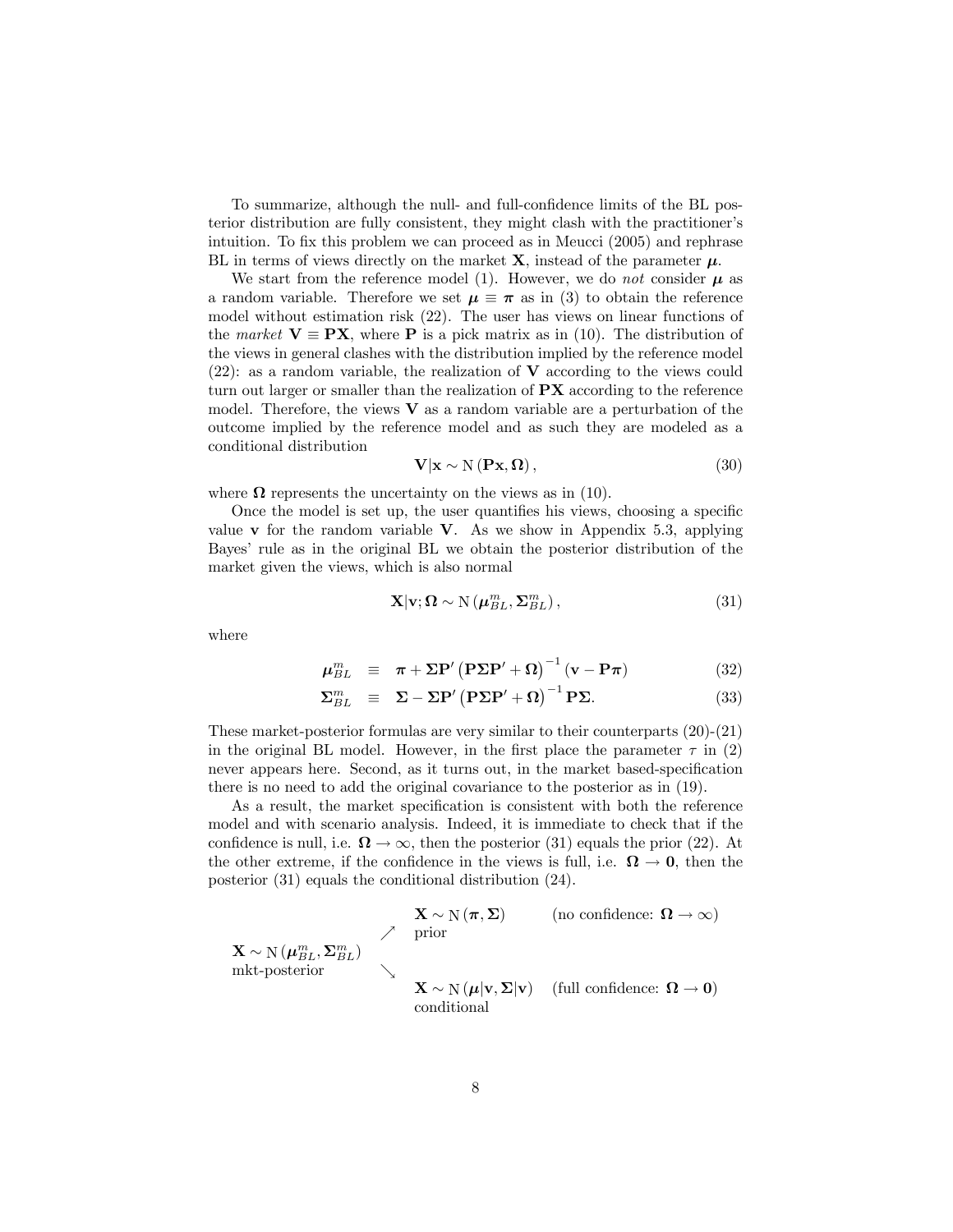To summarize, although the null- and full-confidence limits of the BL posterior distribution are fully consistent, they might clash with the practitioner's intuition. To fix this problem we can proceed as in Meucci (2005) and rephrase BL in terms of views directly on the market $\mathbf{X}$, instead of the parameter $\boldsymbol{\mu}$.

We start from the reference model (1). However, we do *not* consider $\boldsymbol{\mu}$ as a random variable. Therefore we set $\boldsymbol{\mu} \equiv \boldsymbol{\pi}$ as in (3) to obtain the reference model without estimation risk (22). The user has views on linear functions of the *market* $\mathbf{V} \equiv \mathbf{PX}$, where $\mathbf{P}$ is a pick matrix as in (10). The distribution of the views in general clashes with the distribution implied by the reference model (22): as a random variable, the realization of $\mathbf{V}$ according to the views could turn out larger or smaller than the realization of $\mathbf{PX}$ according to the reference model. Therefore, the views $\mathbf{V}$ as a random variable are a perturbation of the outcome implied by the reference model and as such they are modeled as a conditional distribution

$$\mathbf{V}|\mathbf{x} \sim \mathrm{N}\left(\mathbf{Px}, \boldsymbol{\Omega}\right), \tag{30}$$

where $\boldsymbol{\Omega}$ represents the uncertainty on the views as in (10).

Once the model is set up, the user quantifies his views, choosing a specific value $\mathbf{v}$ for the random variable $\mathbf{V}$. As we show in Appendix 5.3, applying Bayes' rule as in the original BL we obtain the posterior distribution of the market given the views, which is also normal

$$\mathbf{X}|\mathbf{v}; \boldsymbol{\Omega} \sim \mathrm{N}\left(\boldsymbol{\mu}_{BL}^{m}, \boldsymbol{\Sigma}_{BL}^{m}\right), \tag{31}$$

where

$$\boldsymbol{\mu}_{BL}^{m} \equiv \boldsymbol{\pi} + \boldsymbol{\Sigma}\mathbf{P}'\left(\mathbf{P}\boldsymbol{\Sigma}\mathbf{P}' + \boldsymbol{\Omega}\right)^{-1}\left(\mathbf{v} - \mathbf{P}\boldsymbol{\pi}\right) \tag{32}$$

$$\boldsymbol{\Sigma}_{BL}^{m} \equiv \boldsymbol{\Sigma} - \boldsymbol{\Sigma}\mathbf{P}'\left(\mathbf{P}\boldsymbol{\Sigma}\mathbf{P}' + \boldsymbol{\Omega}\right)^{-1}\mathbf{P}\boldsymbol{\Sigma}. \tag{33}$$

These market-posterior formulas are very similar to their counterparts (20)-(21) in the original BL model. However, in the first place the parameter $\tau$ in (2) never appears here. Second, as it turns out, in the market based-specification there is no need to add the original covariance to the posterior as in (19).

As a result, the market specification is consistent with both the reference model and with scenario analysis. Indeed, it is immediate to check that if the confidence is null, i.e. $\boldsymbol{\Omega} \rightarrow \infty$, then the posterior (31) equals the prior (22). At the other extreme, if the confidence in the views is full, i.e. $\boldsymbol{\Omega} \rightarrow \mathbf{0}$, then the posterior (31) equals the conditional distribution (24).

$$\begin{array}{lcll} & \nearrow & \mathbf{X} \sim \mathrm{N}\left(\boldsymbol{\pi}, \boldsymbol{\Sigma}\right) & \text{(no confidence: } \boldsymbol{\Omega} \rightarrow \infty\text{)} \\ & & \text{prior} & \\ \mathbf{X} \sim \mathrm{N}\left(\boldsymbol{\mu}_{BL}^{m}, \boldsymbol{\Sigma}_{BL}^{m}\right) & & & \\ \text{mkt-posterior} & \searrow & & \\ & & \mathbf{X} \sim \mathrm{N}\left(\boldsymbol{\mu}|\mathbf{v}, \boldsymbol{\Sigma}|\mathbf{v}\right) & \text{(full confidence: } \boldsymbol{\Omega} \rightarrow \mathbf{0}\text{)} \\ & & \text{conditional} & \end{array}$$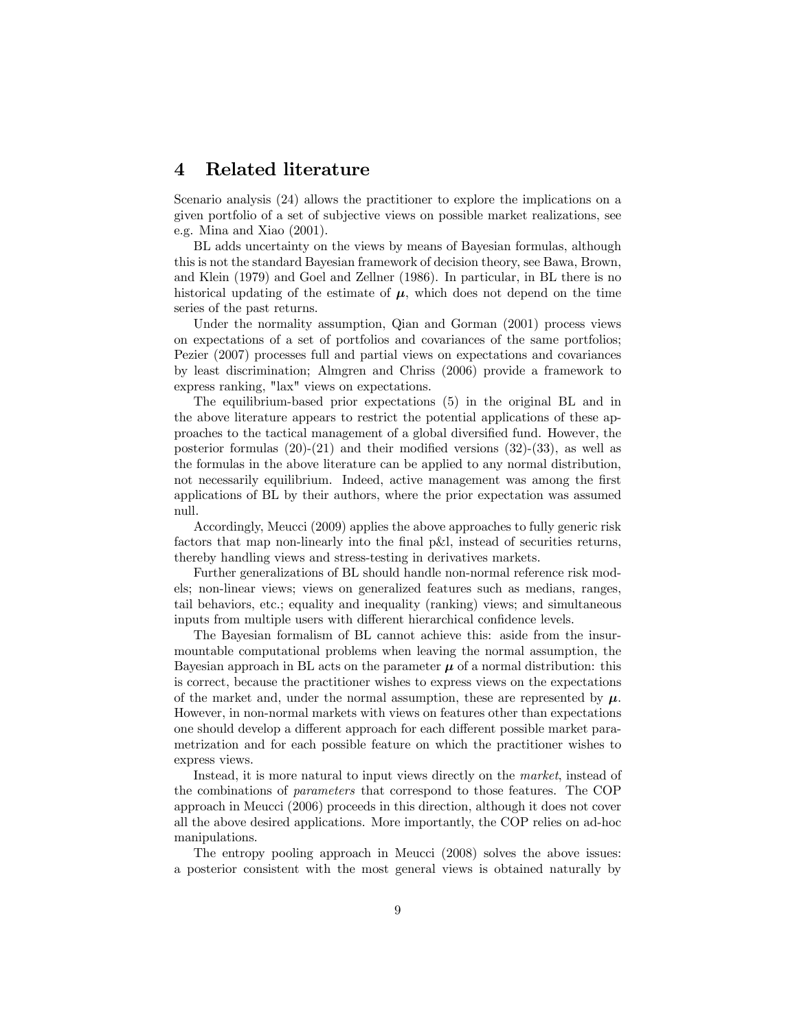## 4 Related literature

Scenario analysis (24) allows the practitioner to explore the implications on a given portfolio of a set of subjective views on possible market realizations, see e.g. Mina and Xiao (2001).

BL adds uncertainty on the views by means of Bayesian formulas, although this is not the standard Bayesian framework of decision theory, see Bawa, Brown, and Klein (1979) and Goel and Zellner (1986). In particular, in BL there is no historical updating of the estimate of $\boldsymbol{\mu}$, which does not depend on the time series of the past returns.

Under the normality assumption, Qian and Gorman (2001) process views on expectations of a set of portfolios and covariances of the same portfolios; Pezier (2007) processes full and partial views on expectations and covariances by least discrimination; Almgren and Chriss (2006) provide a framework to express ranking, "lax" views on expectations.

The equilibrium-based prior expectations (5) in the original BL and in the above literature appears to restrict the potential applications of these approaches to the tactical management of a global diversified fund. However, the posterior formulas (20)-(21) and their modified versions (32)-(33), as well as the formulas in the above literature can be applied to any normal distribution, not necessarily equilibrium. Indeed, active management was among the first applications of BL by their authors, where the prior expectation was assumed null.

Accordingly, Meucci (2009) applies the above approaches to fully generic risk factors that map non-linearly into the final p&l, instead of securities returns, thereby handling views and stress-testing in derivatives markets.

Further generalizations of BL should handle non-normal reference risk models; non-linear views; views on generalized features such as medians, ranges, tail behaviors, etc.; equality and inequality (ranking) views; and simultaneous inputs from multiple users with different hierarchical confidence levels.

The Bayesian formalism of BL cannot achieve this: aside from the insurmountable computational problems when leaving the normal assumption, the Bayesian approach in BL acts on the parameter $\boldsymbol{\mu}$ of a normal distribution: this is correct, because the practitioner wishes to express views on the expectations of the market and, under the normal assumption, these are represented by $\boldsymbol{\mu}$. However, in non-normal markets with views on features other than expectations one should develop a different approach for each different possible market parametrization and for each possible feature on which the practitioner wishes to express views.

Instead, it is more natural to input views directly on the *market*, instead of the combinations of *parameters* that correspond to those features. The COP approach in Meucci (2006) proceeds in this direction, although it does not cover all the above desired applications. More importantly, the COP relies on ad-hoc manipulations.

The entropy pooling approach in Meucci (2008) solves the above issues: a posterior consistent with the most general views is obtained naturally by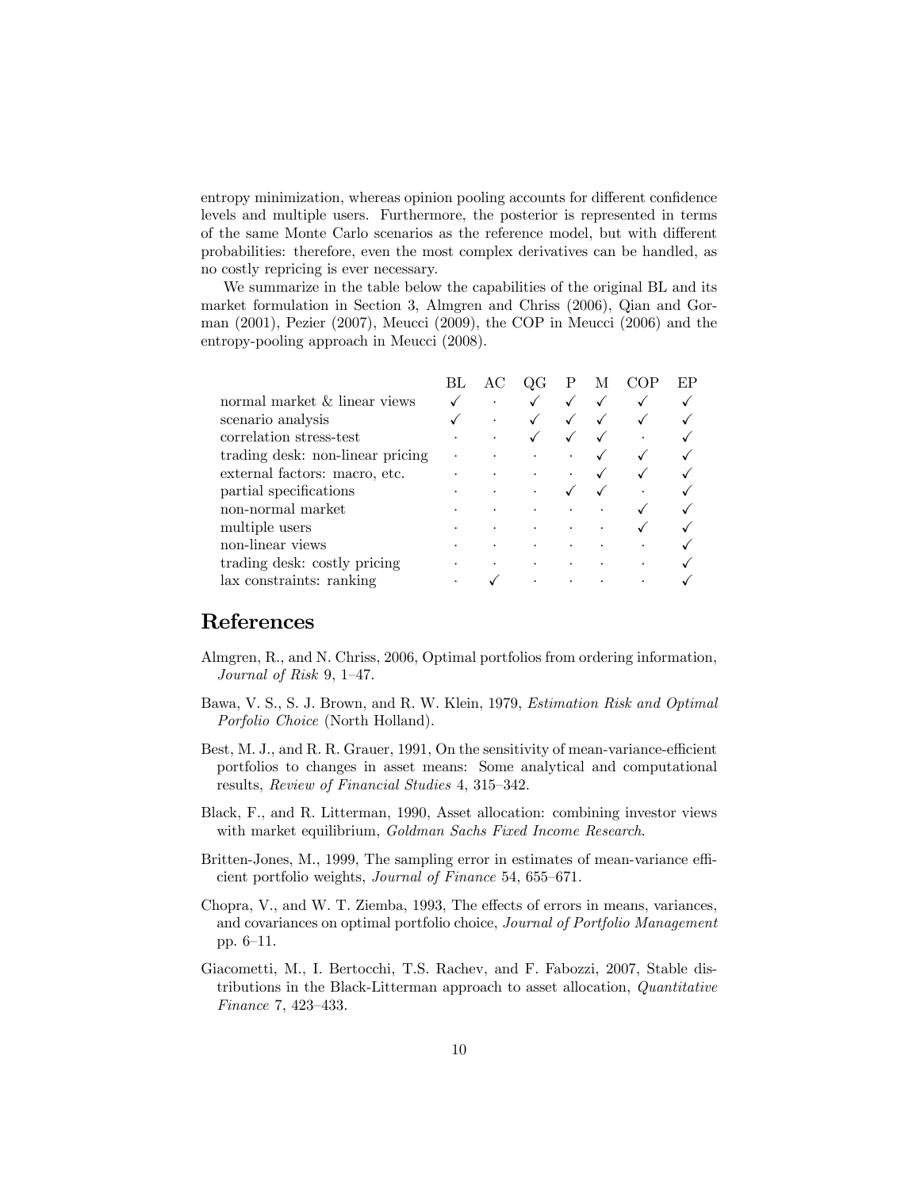entropy minimization, whereas opinion pooling accounts for different confidence levels and multiple users. Furthermore, the posterior is represented in terms of the same Monte Carlo scenarios as the reference model, but with different probabilities: therefore, even the most complex derivatives can be handled, as no costly repricing is ever necessary.

We summarize in the table below the capabilities of the original BL and its market formulation in Section 3, Almgren and Chriss (2006), Qian and Gorman (2001), Pezier (2007), Meucci (2009), the COP in Meucci (2006) and the entropy-pooling approach in Meucci (2008).

| | BL | AC | QG | P | M | COP | EP |
|---|---|---|---|---|---|---|---|
| normal market & linear views | ✓ | · | ✓ | ✓ | ✓ | ✓ | ✓ |
| scenario analysis | ✓ | · | ✓ | ✓ | ✓ | ✓ | ✓ |
| correlation stress-test | · | · | ✓ | ✓ | ✓ | · | ✓ |
| trading desk: non-linear pricing | · | · | · | · | ✓ | ✓ | ✓ |
| external factors: macro, etc. | · | · | · | · | ✓ | ✓ | ✓ |
| partial specifications | · | · | · | ✓ | ✓ | · | ✓ |
| non-normal market | · | · | · | · | · | ✓ | ✓ |
| multiple users | · | · | · | · | · | ✓ | ✓ |
| non-linear views | · | · | · | · | · | · | ✓ |
| trading desk: costly pricing | · | · | · | · | · | · | ✓ |
| lax constraints: ranking | · | ✓ | · | · | · | · | ✓ |

# References

Almgren, R., and N. Chriss, 2006, Optimal portfolios from ordering information, *Journal of Risk* 9, 1–47.

Bawa, V. S., S. J. Brown, and R. W. Klein, 1979, *Estimation Risk and Optimal Porfolio Choice* (North Holland).

Best, M. J., and R. R. Grauer, 1991, On the sensitivity of mean-variance-efficient portfolios to changes in asset means: Some analytical and computational results, *Review of Financial Studies* 4, 315–342.

Black, F., and R. Litterman, 1990, Asset allocation: combining investor views with market equilibrium, *Goldman Sachs Fixed Income Research*.

Britten-Jones, M., 1999, The sampling error in estimates of mean-variance efficient portfolio weights, *Journal of Finance* 54, 655–671.

Chopra, V., and W. T. Ziemba, 1993, The effects of errors in means, variances, and covariances on optimal portfolio choice, *Journal of Portfolio Management* pp. 6–11.

Giacometti, M., I. Bertocchi, T.S. Rachev, and F. Fabozzi, 2007, Stable distributions in the Black-Litterman approach to asset allocation, *Quantitative Finance* 7, 423–433.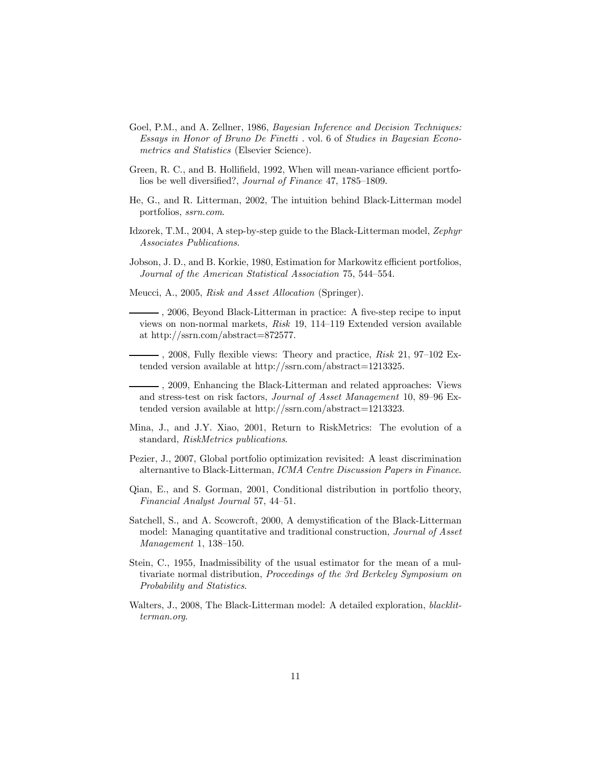Goel, P.M., and A. Zellner, 1986, *Bayesian Inference and Decision Techniques: Essays in Honor of Bruno De Finetti* . vol. 6 of *Studies in Bayesian Econometrics and Statistics* (Elsevier Science).

Green, R. C., and B. Hollifield, 1992, When will mean-variance efficient portfolios be well diversified?, *Journal of Finance* 47, 1785–1809.

He, G., and R. Litterman, 2002, The intuition behind Black-Litterman model portfolios, *ssrn.com*.

Idzorek, T.M., 2004, A step-by-step guide to the Black-Litterman model, *Zephyr Associates Publications*.

Jobson, J. D., and B. Korkie, 1980, Estimation for Markowitz efficient portfolios, *Journal of the American Statistical Association* 75, 544–554.

Meucci, A., 2005, *Risk and Asset Allocation* (Springer).

———, 2006, Beyond Black-Litterman in practice: A five-step recipe to input views on non-normal markets, *Risk* 19, 114–119 Extended version available at http://ssrn.com/abstract=872577.

———, 2008, Fully flexible views: Theory and practice, *Risk* 21, 97–102 Extended version available at http://ssrn.com/abstract=1213325.

———, 2009, Enhancing the Black-Litterman and related approaches: Views and stress-test on risk factors, *Journal of Asset Management* 10, 89–96 Extended version available at http://ssrn.com/abstract=1213323.

Mina, J., and J.Y. Xiao, 2001, Return to RiskMetrics: The evolution of a standard, *RiskMetrics publications*.

Pezier, J., 2007, Global portfolio optimization revisited: A least discrimination alternantive to Black-Litterman, *ICMA Centre Discussion Papers in Finance*.

Qian, E., and S. Gorman, 2001, Conditional distribution in portfolio theory, *Financial Analyst Journal* 57, 44–51.

Satchell, S., and A. Scowcroft, 2000, A demystification of the Black-Litterman model: Managing quantitative and traditional construction, *Journal of Asset Management* 1, 138–150.

Stein, C., 1955, Inadmissibility of the usual estimator for the mean of a multivariate normal distribution, *Proceedings of the 3rd Berkeley Symposium on Probability and Statistics*.

Walters, J., 2008, The Black-Litterman model: A detailed exploration, *blacklitterman.org*.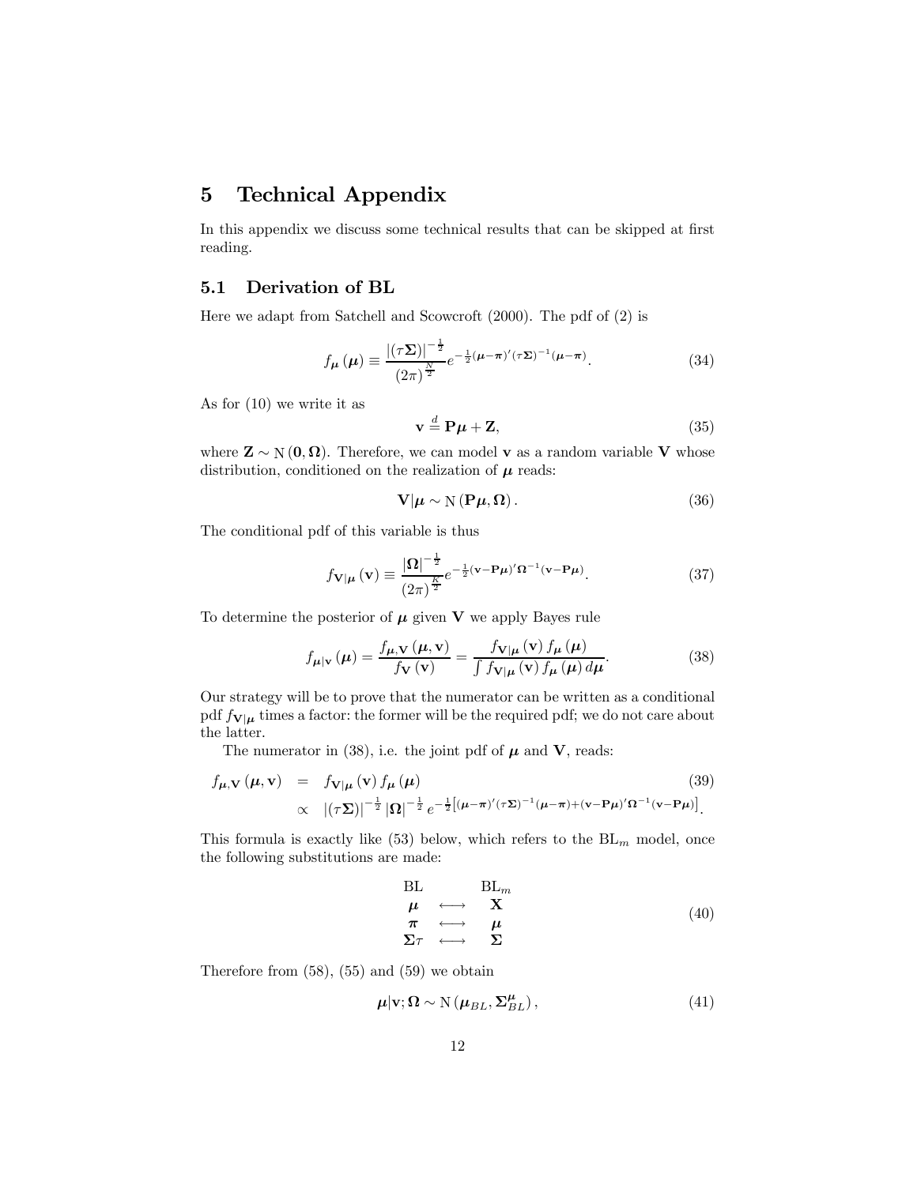# 5 Technical Appendix

In this appendix we discuss some technical results that can be skipped at first reading.

## 5.1 Derivation of BL

Here we adapt from Satchell and Scowcroft (2000). The pdf of (2) is

$$f_{\boldsymbol{\mu}}(\boldsymbol{\mu}) \equiv \frac{|(\tau\boldsymbol{\Sigma})|^{-\frac{1}{2}}}{(2\pi)^{\frac{N}{2}}} e^{-\frac{1}{2}(\boldsymbol{\mu}-\boldsymbol{\pi})'(\tau\boldsymbol{\Sigma})^{-1}(\boldsymbol{\mu}-\boldsymbol{\pi})}. \tag{34}$$

As for (10) we write it as

$$\mathbf{v} \stackrel{d}{=} \mathbf{P}\boldsymbol{\mu} + \mathbf{Z}, \tag{35}$$

where $\mathbf{Z} \sim \mathrm{N}(\mathbf{0}, \boldsymbol{\Omega})$. Therefore, we can model $\mathbf{v}$ as a random variable $\mathbf{V}$ whose distribution, conditioned on the realization of $\boldsymbol{\mu}$ reads:

$$\mathbf{V}|\boldsymbol{\mu} \sim \mathrm{N}(\mathbf{P}\boldsymbol{\mu}, \boldsymbol{\Omega}). \tag{36}$$

The conditional pdf of this variable is thus

$$f_{\mathbf{V}|\boldsymbol{\mu}}(\mathbf{v}) \equiv \frac{|\boldsymbol{\Omega}|^{-\frac{1}{2}}}{(2\pi)^{\frac{K}{2}}} e^{-\frac{1}{2}(\mathbf{v}-\mathbf{P}\boldsymbol{\mu})'\boldsymbol{\Omega}^{-1}(\mathbf{v}-\mathbf{P}\boldsymbol{\mu})}. \tag{37}$$

To determine the posterior of $\boldsymbol{\mu}$ given $\mathbf{V}$ we apply Bayes rule

$$f_{\boldsymbol{\mu}|\mathbf{v}}(\boldsymbol{\mu}) = \frac{f_{\boldsymbol{\mu},\mathbf{V}}(\boldsymbol{\mu}, \mathbf{v})}{f_{\mathbf{V}}(\mathbf{v})} = \frac{f_{\mathbf{V}|\boldsymbol{\mu}}(\mathbf{v}) f_{\boldsymbol{\mu}}(\boldsymbol{\mu})}{\int f_{\mathbf{V}|\boldsymbol{\mu}}(\mathbf{v}) f_{\boldsymbol{\mu}}(\boldsymbol{\mu}) d\boldsymbol{\mu}}. \tag{38}$$

Our strategy will be to prove that the numerator can be written as a conditional pdf $f_{\mathbf{V}|\boldsymbol{\mu}}$ times a factor: the former will be the required pdf; we do not care about the latter.

The numerator in (38), i.e. the joint pdf of $\boldsymbol{\mu}$ and $\mathbf{V}$, reads:

$$\begin{aligned} f_{\boldsymbol{\mu},\mathbf{V}}(\boldsymbol{\mu}, \mathbf{v}) &= f_{\mathbf{V}|\boldsymbol{\mu}}(\mathbf{v}) f_{\boldsymbol{\mu}}(\boldsymbol{\mu}) \\ &\propto |(\tau\boldsymbol{\Sigma})|^{-\frac{1}{2}} |\boldsymbol{\Omega}|^{-\frac{1}{2}} e^{-\frac{1}{2}\left[(\boldsymbol{\mu}-\boldsymbol{\pi})'(\tau\boldsymbol{\Sigma})^{-1}(\boldsymbol{\mu}-\boldsymbol{\pi}) + (\mathbf{v}-\mathbf{P}\boldsymbol{\mu})'\boldsymbol{\Omega}^{-1}(\mathbf{v}-\mathbf{P}\boldsymbol{\mu})\right]}. \end{aligned} \tag{39}$$

This formula is exactly like (53) below, which refers to the $\mathrm{BL}_m$ model, once the following substitutions are made:

$$\begin{array}{ccc} \mathrm{BL} & & \mathrm{BL}_m \\ \boldsymbol{\mu} & \longleftrightarrow & \mathbf{X} \\ \boldsymbol{\pi} & \longleftrightarrow & \boldsymbol{\mu} \\ \boldsymbol{\Sigma}\tau & \longleftrightarrow & \boldsymbol{\Sigma} \end{array} \tag{40}$$

Therefore from (58), (55) and (59) we obtain

$$\boldsymbol{\mu}|\mathbf{v}; \boldsymbol{\Omega} \sim \mathrm{N}\left(\boldsymbol{\mu}_{BL}, \boldsymbol{\Sigma}^{\boldsymbol{\mu}}_{BL}\right), \tag{41}$$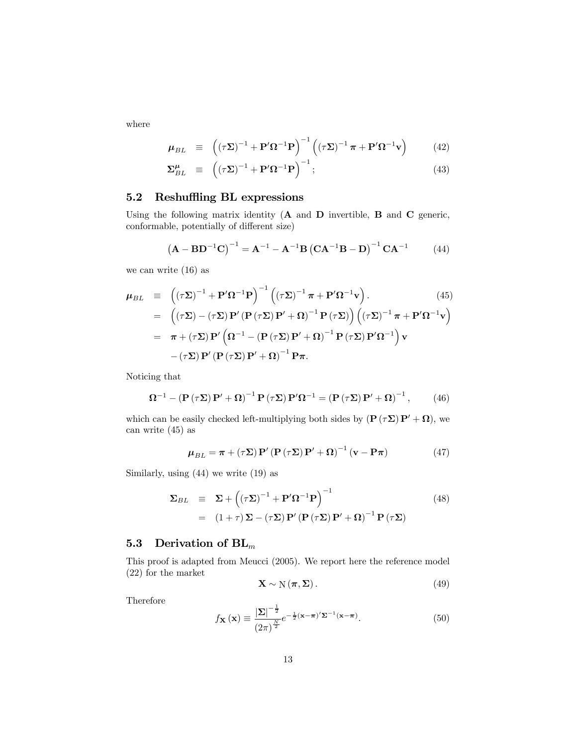where

$$
\begin{aligned}
\boldsymbol{\mu}_{BL} &\equiv \left( (\tau \boldsymbol{\Sigma})^{-1} + \mathbf{P}' \boldsymbol{\Omega}^{-1} \mathbf{P} \right)^{-1} \left( (\tau \boldsymbol{\Sigma})^{-1} \boldsymbol{\pi} + \mathbf{P}' \boldsymbol{\Omega}^{-1} \mathbf{v} \right) &(42) \\
\boldsymbol{\Sigma}^{\boldsymbol{\mu}}_{BL} &\equiv \left( (\tau \boldsymbol{\Sigma})^{-1} + \mathbf{P}' \boldsymbol{\Omega}^{-1} \mathbf{P} \right)^{-1}; &(43)
\end{aligned}
$$

## 5.2 Reshuffling BL expressions

Using the following matrix identity ($\mathbf{A}$ and $\mathbf{D}$ invertible, $\mathbf{B}$ and $\mathbf{C}$ generic, conformable, potentially of different size)

$$
\left( \mathbf{A} - \mathbf{B} \mathbf{D}^{-1} \mathbf{C} \right)^{-1} = \mathbf{A}^{-1} - \mathbf{A}^{-1} \mathbf{B} \left( \mathbf{C} \mathbf{A}^{-1} \mathbf{B} - \mathbf{D} \right)^{-1} \mathbf{C} \mathbf{A}^{-1} \tag{44}
$$

we can write (16) as

$$
\begin{aligned}
\boldsymbol{\mu}_{BL} &\equiv \left( (\tau \boldsymbol{\Sigma})^{-1} + \mathbf{P}' \boldsymbol{\Omega}^{-1} \mathbf{P} \right)^{-1} \left( (\tau \boldsymbol{\Sigma})^{-1} \boldsymbol{\pi} + \mathbf{P}' \boldsymbol{\Omega}^{-1} \mathbf{v} \right). &(45) \\
&= \left( (\tau \boldsymbol{\Sigma}) - (\tau \boldsymbol{\Sigma}) \mathbf{P}' \left( \mathbf{P} (\tau \boldsymbol{\Sigma}) \mathbf{P}' + \boldsymbol{\Omega} \right)^{-1} \mathbf{P} (\tau \boldsymbol{\Sigma}) \right) \left( (\tau \boldsymbol{\Sigma})^{-1} \boldsymbol{\pi} + \mathbf{P}' \boldsymbol{\Omega}^{-1} \mathbf{v} \right) \\
&= \boldsymbol{\pi} + (\tau \boldsymbol{\Sigma}) \mathbf{P}' \left( \boldsymbol{\Omega}^{-1} - \left( \mathbf{P} (\tau \boldsymbol{\Sigma}) \mathbf{P}' + \boldsymbol{\Omega} \right)^{-1} \mathbf{P} (\tau \boldsymbol{\Sigma}) \mathbf{P}' \boldsymbol{\Omega}^{-1} \right) \mathbf{v} \\
&\quad - (\tau \boldsymbol{\Sigma}) \mathbf{P}' \left( \mathbf{P} (\tau \boldsymbol{\Sigma}) \mathbf{P}' + \boldsymbol{\Omega} \right)^{-1} \mathbf{P} \boldsymbol{\pi}.
\end{aligned}
$$

Noticing that

$$
\boldsymbol{\Omega}^{-1} - \left( \mathbf{P} (\tau \boldsymbol{\Sigma}) \mathbf{P}' + \boldsymbol{\Omega} \right)^{-1} \mathbf{P} (\tau \boldsymbol{\Sigma}) \mathbf{P}' \boldsymbol{\Omega}^{-1} = \left( \mathbf{P} (\tau \boldsymbol{\Sigma}) \mathbf{P}' + \boldsymbol{\Omega} \right)^{-1}, \tag{46}
$$

which can be easily checked left-multiplying both sides by $\left( \mathbf{P} (\tau \boldsymbol{\Sigma}) \mathbf{P}' + \boldsymbol{\Omega} \right)$, we can write (45) as

$$
\boldsymbol{\mu}_{BL} = \boldsymbol{\pi} + (\tau \boldsymbol{\Sigma}) \mathbf{P}' \left( \mathbf{P} (\tau \boldsymbol{\Sigma}) \mathbf{P}' + \boldsymbol{\Omega} \right)^{-1} (\mathbf{v} - \mathbf{P} \boldsymbol{\pi}) \tag{47}
$$

Similarly, using (44) we write (19) as

$$
\begin{aligned}
\boldsymbol{\Sigma}_{BL} &\equiv \boldsymbol{\Sigma} + \left( (\tau \boldsymbol{\Sigma})^{-1} + \mathbf{P}' \boldsymbol{\Omega}^{-1} \mathbf{P} \right)^{-1} &(48) \\
&= (1 + \tau) \boldsymbol{\Sigma} - (\tau \boldsymbol{\Sigma}) \mathbf{P}' \left( \mathbf{P} (\tau \boldsymbol{\Sigma}) \mathbf{P}' + \boldsymbol{\Omega} \right)^{-1} \mathbf{P} (\tau \boldsymbol{\Sigma})
\end{aligned}
$$

## 5.3 Derivation of $\mathbf{BL}_m$

This proof is adapted from Meucci (2005). We report here the reference model (22) for the market

$$
\mathbf{X} \sim \mathrm{N} (\boldsymbol{\pi}, \boldsymbol{\Sigma}). \tag{49}
$$

Therefore

$$
f_{\mathbf{X}} (\mathbf{x}) \equiv \frac{|\boldsymbol{\Sigma}|^{-\frac{1}{2}}}{(2\pi)^{\frac{N}{2}}} e^{-\frac{1}{2} (\mathbf{x} - \boldsymbol{\pi})' \boldsymbol{\Sigma}^{-1} (\mathbf{x} - \boldsymbol{\pi})}. \tag{50}
$$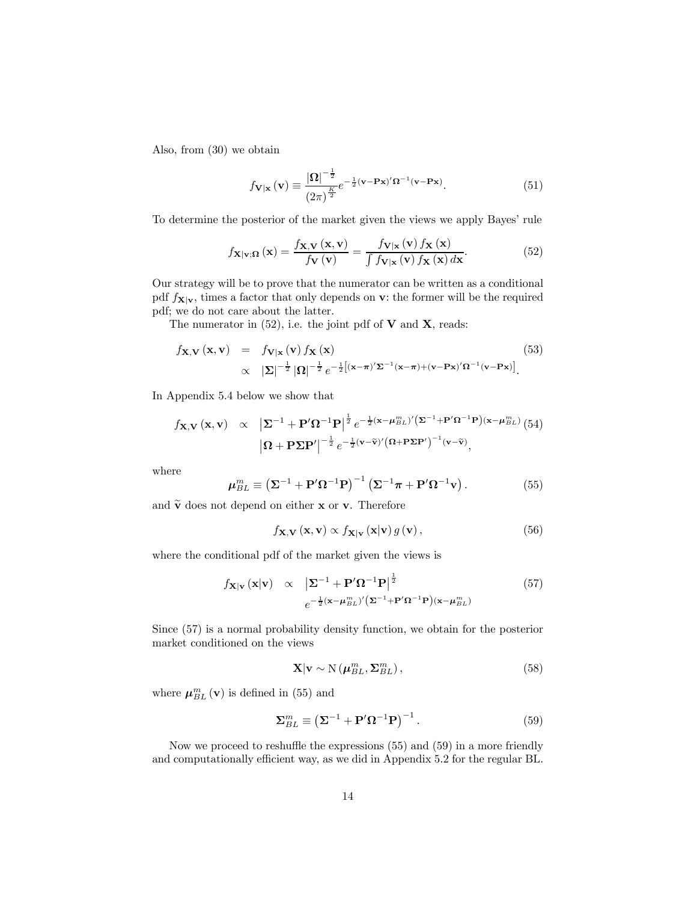Also, from (30) we obtain

$$f_{\mathbf{V}|\mathbf{x}}(\mathbf{v}) \equiv \frac{|\boldsymbol{\Omega}|^{-\frac{1}{2}}}{(2\pi)^{\frac{K}{2}}} e^{-\frac{1}{2}(\mathbf{v}-\mathbf{P}\mathbf{x})'\boldsymbol{\Omega}^{-1}(\mathbf{v}-\mathbf{P}\mathbf{x})}. \tag{51}$$

To determine the posterior of the market given the views we apply Bayes' rule

$$f_{\mathbf{X}|\mathbf{v};\boldsymbol{\Omega}}(\mathbf{x}) = \frac{f_{\mathbf{X},\mathbf{V}}(\mathbf{x},\mathbf{v})}{f_{\mathbf{V}}(\mathbf{v})} = \frac{f_{\mathbf{V}|\mathbf{x}}(\mathbf{v}) f_{\mathbf{X}}(\mathbf{x})}{\int f_{\mathbf{V}|\mathbf{x}}(\mathbf{v}) f_{\mathbf{X}}(\mathbf{x}) d\mathbf{x}}. \tag{52}$$

Our strategy will be to prove that the numerator can be written as a conditional pdf $f_{\mathbf{X}|\mathbf{v}}$, times a factor that only depends on $\mathbf{v}$: the former will be the required pdf; we do not care about the latter.

The numerator in (52), i.e. the joint pdf of $\mathbf{V}$ and $\mathbf{X}$, reads:

$$\begin{aligned} f_{\mathbf{X},\mathbf{V}}(\mathbf{x},\mathbf{v}) &= f_{\mathbf{V}|\mathbf{x}}(\mathbf{v}) f_{\mathbf{X}}(\mathbf{x}) \\ &\propto |\boldsymbol{\Sigma}|^{-\frac{1}{2}} |\boldsymbol{\Omega}|^{-\frac{1}{2}} e^{-\frac{1}{2}\left[(\mathbf{x}-\boldsymbol{\pi})'\boldsymbol{\Sigma}^{-1}(\mathbf{x}-\boldsymbol{\pi})+(\mathbf{v}-\mathbf{P}\mathbf{x})'\boldsymbol{\Omega}^{-1}(\mathbf{v}-\mathbf{P}\mathbf{x})\right]}. \end{aligned} \tag{53}$$

In Appendix 5.4 below we show that

$$\begin{aligned} f_{\mathbf{X},\mathbf{V}}(\mathbf{x},\mathbf{v}) \propto\ & \left|\boldsymbol{\Sigma}^{-1}+\mathbf{P}'\boldsymbol{\Omega}^{-1}\mathbf{P}\right|^{\frac{1}{2}} e^{-\frac{1}{2}(\mathbf{x}-\boldsymbol{\mu}_{BL}^{m})'\left(\boldsymbol{\Sigma}^{-1}+\mathbf{P}'\boldsymbol{\Omega}^{-1}\mathbf{P}\right)(\mathbf{x}-\boldsymbol{\mu}_{BL}^{m})} \\ & \left|\boldsymbol{\Omega}+\mathbf{P}\boldsymbol{\Sigma}\mathbf{P}'\right|^{-\frac{1}{2}} e^{-\frac{1}{2}(\mathbf{v}-\widetilde{\mathbf{v}})'\left(\boldsymbol{\Omega}+\mathbf{P}\boldsymbol{\Sigma}\mathbf{P}'\right)^{-1}(\mathbf{v}-\widetilde{\mathbf{v}})}, \end{aligned} \tag{54}$$

where

$$\boldsymbol{\mu}_{BL}^{m} \equiv \left(\boldsymbol{\Sigma}^{-1}+\mathbf{P}'\boldsymbol{\Omega}^{-1}\mathbf{P}\right)^{-1}\left(\boldsymbol{\Sigma}^{-1}\boldsymbol{\pi}+\mathbf{P}'\boldsymbol{\Omega}^{-1}\mathbf{v}\right). \tag{55}$$

and $\widetilde{\mathbf{v}}$ does not depend on either $\mathbf{x}$ or $\mathbf{v}$. Therefore

$$f_{\mathbf{X},\mathbf{V}}(\mathbf{x},\mathbf{v}) \propto f_{\mathbf{X}|\mathbf{v}}(\mathbf{x}|\mathbf{v})\, g(\mathbf{v}), \tag{56}$$

where the conditional pdf of the market given the views is

$$\begin{aligned} f_{\mathbf{X}|\mathbf{v}}(\mathbf{x}|\mathbf{v}) \propto\ & \left|\boldsymbol{\Sigma}^{-1}+\mathbf{P}'\boldsymbol{\Omega}^{-1}\mathbf{P}\right|^{\frac{1}{2}} \\ & e^{-\frac{1}{2}(\mathbf{x}-\boldsymbol{\mu}_{BL}^{m})'\left(\boldsymbol{\Sigma}^{-1}+\mathbf{P}'\boldsymbol{\Omega}^{-1}\mathbf{P}\right)(\mathbf{x}-\boldsymbol{\mu}_{BL}^{m})} \end{aligned} \tag{57}$$

Since (57) is a normal probability density function, we obtain for the posterior market conditioned on the views

$$\mathbf{X}|\mathbf{v} \sim \mathrm{N}\left(\boldsymbol{\mu}_{BL}^{m}, \boldsymbol{\Sigma}_{BL}^{m}\right), \tag{58}$$

where $\boldsymbol{\mu}_{BL}^{m}(\mathbf{v})$ is defined in (55) and

$$\boldsymbol{\Sigma}_{BL}^{m} \equiv \left(\boldsymbol{\Sigma}^{-1}+\mathbf{P}'\boldsymbol{\Omega}^{-1}\mathbf{P}\right)^{-1}. \tag{59}$$

Now we proceed to reshuffle the expressions (55) and (59) in a more friendly and computationally efficient way, as we did in Appendix 5.2 for the regular BL.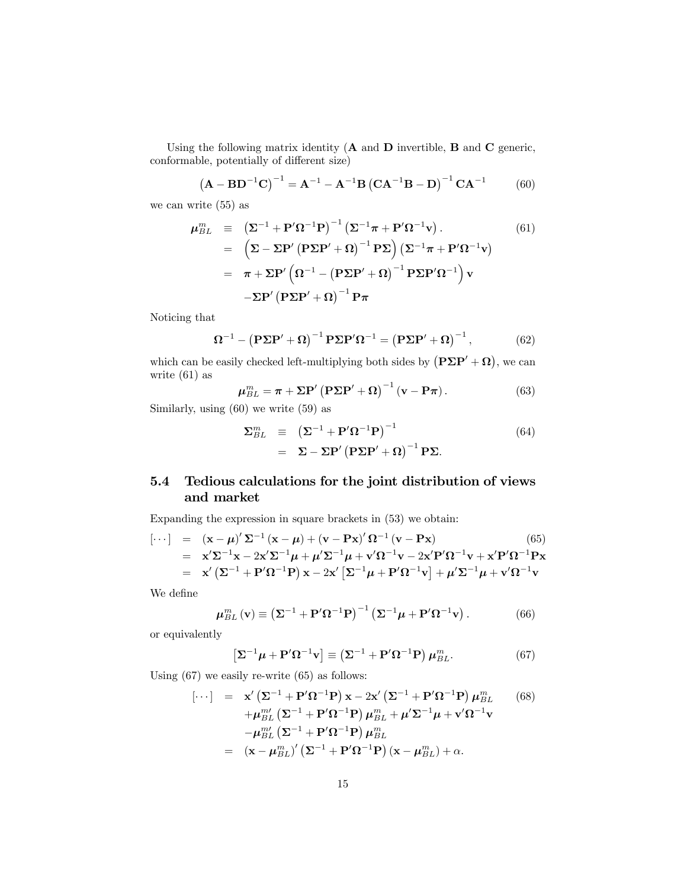Using the following matrix identity ($\mathbf{A}$ and $\mathbf{D}$ invertible, $\mathbf{B}$ and $\mathbf{C}$ generic, conformable, potentially of different size)

$$\left(\mathbf{A} - \mathbf{B}\mathbf{D}^{-1}\mathbf{C}\right)^{-1} = \mathbf{A}^{-1} - \mathbf{A}^{-1}\mathbf{B}\left(\mathbf{C}\mathbf{A}^{-1}\mathbf{B} - \mathbf{D}\right)^{-1}\mathbf{C}\mathbf{A}^{-1} \tag{60}$$

we can write (55) as

$$\begin{aligned}
\boldsymbol{\mu}_{BL}^{m} &\equiv \left(\boldsymbol{\Sigma}^{-1} + \mathbf{P}'\boldsymbol{\Omega}^{-1}\mathbf{P}\right)^{-1}\left(\boldsymbol{\Sigma}^{-1}\boldsymbol{\pi} + \mathbf{P}'\boldsymbol{\Omega}^{-1}\mathbf{v}\right). \qquad (61)\\
&= \left(\boldsymbol{\Sigma} - \boldsymbol{\Sigma}\mathbf{P}'\left(\mathbf{P}\boldsymbol{\Sigma}\mathbf{P}' + \boldsymbol{\Omega}\right)^{-1}\mathbf{P}\boldsymbol{\Sigma}\right)\left(\boldsymbol{\Sigma}^{-1}\boldsymbol{\pi} + \mathbf{P}'\boldsymbol{\Omega}^{-1}\mathbf{v}\right)\\
&= \boldsymbol{\pi} + \boldsymbol{\Sigma}\mathbf{P}'\left(\boldsymbol{\Omega}^{-1} - \left(\mathbf{P}\boldsymbol{\Sigma}\mathbf{P}' + \boldsymbol{\Omega}\right)^{-1}\mathbf{P}\boldsymbol{\Sigma}\mathbf{P}'\boldsymbol{\Omega}^{-1}\right)\mathbf{v}\\
&\quad - \boldsymbol{\Sigma}\mathbf{P}'\left(\mathbf{P}\boldsymbol{\Sigma}\mathbf{P}' + \boldsymbol{\Omega}\right)^{-1}\mathbf{P}\boldsymbol{\pi}
\end{aligned}$$

Noticing that

$$\boldsymbol{\Omega}^{-1} - \left(\mathbf{P}\boldsymbol{\Sigma}\mathbf{P}' + \boldsymbol{\Omega}\right)^{-1}\mathbf{P}\boldsymbol{\Sigma}\mathbf{P}'\boldsymbol{\Omega}^{-1} = \left(\mathbf{P}\boldsymbol{\Sigma}\mathbf{P}' + \boldsymbol{\Omega}\right)^{-1}, \tag{62}$$

which can be easily checked left-multiplying both sides by $\left(\mathbf{P}\boldsymbol{\Sigma}\mathbf{P}' + \boldsymbol{\Omega}\right)$, we can write (61) as

$$\boldsymbol{\mu}_{BL}^{m} = \boldsymbol{\pi} + \boldsymbol{\Sigma}\mathbf{P}'\left(\mathbf{P}\boldsymbol{\Sigma}\mathbf{P}' + \boldsymbol{\Omega}\right)^{-1}\left(\mathbf{v} - \mathbf{P}\boldsymbol{\pi}\right). \tag{63}$$

Similarly, using (60) we write (59) as

$$\begin{aligned}
\boldsymbol{\Sigma}_{BL}^{m} &\equiv \left(\boldsymbol{\Sigma}^{-1} + \mathbf{P}'\boldsymbol{\Omega}^{-1}\mathbf{P}\right)^{-1} \qquad (64)\\
&= \boldsymbol{\Sigma} - \boldsymbol{\Sigma}\mathbf{P}'\left(\mathbf{P}\boldsymbol{\Sigma}\mathbf{P}' + \boldsymbol{\Omega}\right)^{-1}\mathbf{P}\boldsymbol{\Sigma}.
\end{aligned}$$

## 5.4 Tedious calculations for the joint distribution of views and market

Expanding the expression in square brackets in (53) we obtain:

$$\begin{aligned}
[\cdots] &= \left(\mathbf{x} - \boldsymbol{\mu}\right)'\boldsymbol{\Sigma}^{-1}\left(\mathbf{x} - \boldsymbol{\mu}\right) + \left(\mathbf{v} - \mathbf{P}\mathbf{x}\right)'\boldsymbol{\Omega}^{-1}\left(\mathbf{v} - \mathbf{P}\mathbf{x}\right) \qquad (65)\\
&= \mathbf{x}'\boldsymbol{\Sigma}^{-1}\mathbf{x} - 2\mathbf{x}'\boldsymbol{\Sigma}^{-1}\boldsymbol{\mu} + \boldsymbol{\mu}'\boldsymbol{\Sigma}^{-1}\boldsymbol{\mu} + \mathbf{v}'\boldsymbol{\Omega}^{-1}\mathbf{v} - 2\mathbf{x}'\mathbf{P}'\boldsymbol{\Omega}^{-1}\mathbf{v} + \mathbf{x}'\mathbf{P}'\boldsymbol{\Omega}^{-1}\mathbf{P}\mathbf{x}\\
&= \mathbf{x}'\left(\boldsymbol{\Sigma}^{-1} + \mathbf{P}'\boldsymbol{\Omega}^{-1}\mathbf{P}\right)\mathbf{x} - 2\mathbf{x}'\left[\boldsymbol{\Sigma}^{-1}\boldsymbol{\mu} + \mathbf{P}'\boldsymbol{\Omega}^{-1}\mathbf{v}\right] + \boldsymbol{\mu}'\boldsymbol{\Sigma}^{-1}\boldsymbol{\mu} + \mathbf{v}'\boldsymbol{\Omega}^{-1}\mathbf{v}
\end{aligned}$$

We define

$$\boldsymbol{\mu}_{BL}^{m}\left(\mathbf{v}\right) \equiv \left(\boldsymbol{\Sigma}^{-1} + \mathbf{P}'\boldsymbol{\Omega}^{-1}\mathbf{P}\right)^{-1}\left(\boldsymbol{\Sigma}^{-1}\boldsymbol{\mu} + \mathbf{P}'\boldsymbol{\Omega}^{-1}\mathbf{v}\right). \tag{66}$$

or equivalently

$$\left[\boldsymbol{\Sigma}^{-1}\boldsymbol{\mu} + \mathbf{P}'\boldsymbol{\Omega}^{-1}\mathbf{v}\right] \equiv \left(\boldsymbol{\Sigma}^{-1} + \mathbf{P}'\boldsymbol{\Omega}^{-1}\mathbf{P}\right)\boldsymbol{\mu}_{BL}^{m}. \tag{67}$$

Using (67) we easily re-write (65) as follows:

$$\begin{aligned}
[\cdots] &= \mathbf{x}'\left(\boldsymbol{\Sigma}^{-1} + \mathbf{P}'\boldsymbol{\Omega}^{-1}\mathbf{P}\right)\mathbf{x} - 2\mathbf{x}'\left(\boldsymbol{\Sigma}^{-1} + \mathbf{P}'\boldsymbol{\Omega}^{-1}\mathbf{P}\right)\boldsymbol{\mu}_{BL}^{m} \qquad (68)\\
&\quad + \boldsymbol{\mu}_{BL}^{m\prime}\left(\boldsymbol{\Sigma}^{-1} + \mathbf{P}'\boldsymbol{\Omega}^{-1}\mathbf{P}\right)\boldsymbol{\mu}_{BL}^{m} + \boldsymbol{\mu}'\boldsymbol{\Sigma}^{-1}\boldsymbol{\mu} + \mathbf{v}'\boldsymbol{\Omega}^{-1}\mathbf{v}\\
&\quad - \boldsymbol{\mu}_{BL}^{m\prime}\left(\boldsymbol{\Sigma}^{-1} + \mathbf{P}'\boldsymbol{\Omega}^{-1}\mathbf{P}\right)\boldsymbol{\mu}_{BL}^{m}\\
&= \left(\mathbf{x} - \boldsymbol{\mu}_{BL}^{m}\right)'\left(\boldsymbol{\Sigma}^{-1} + \mathbf{P}'\boldsymbol{\Omega}^{-1}\mathbf{P}\right)\left(\mathbf{x} - \boldsymbol{\mu}_{BL}^{m}\right) + \alpha.
\end{aligned}$$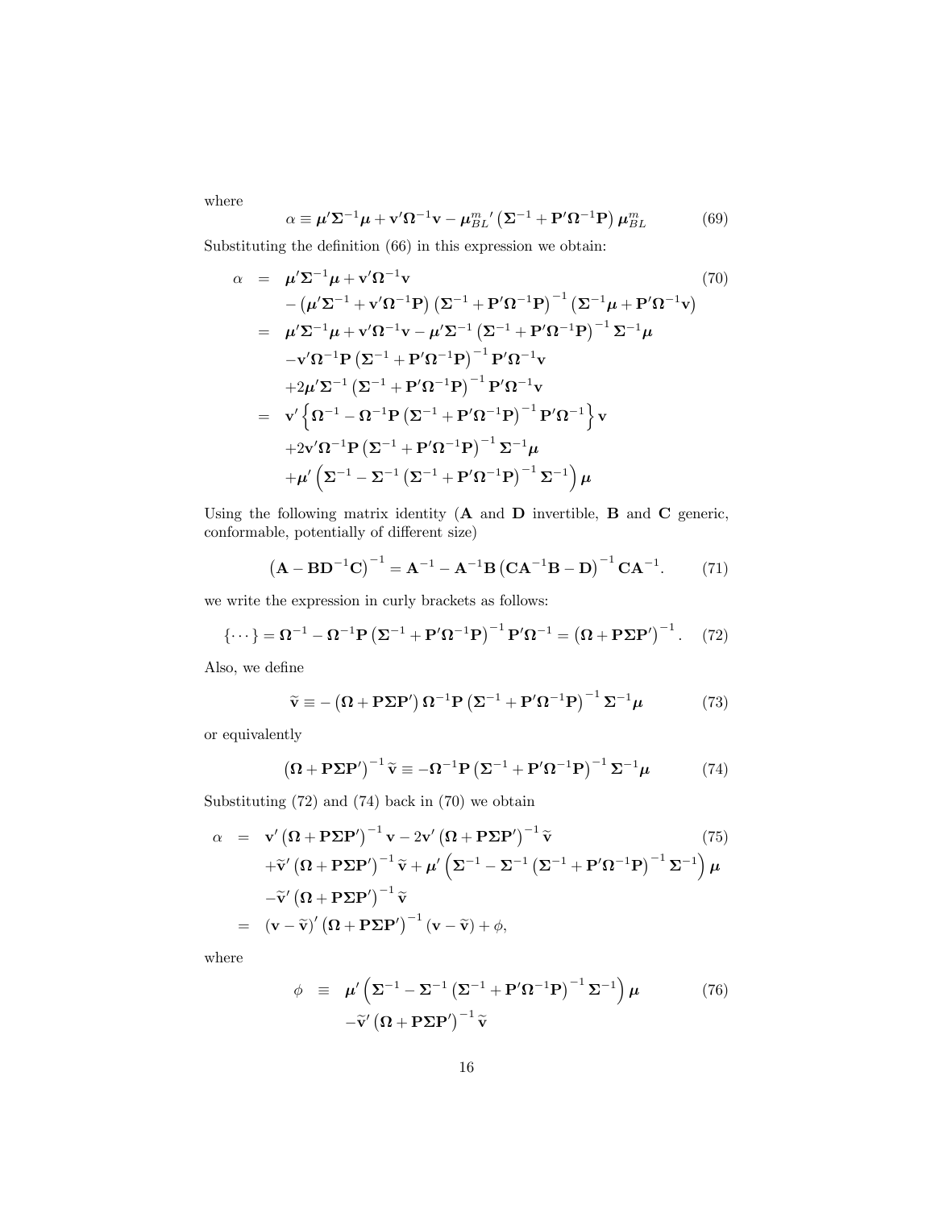where

$$
\alpha \equiv \boldsymbol{\mu}'\boldsymbol{\Sigma}^{-1}\boldsymbol{\mu} + \mathbf{v}'\boldsymbol{\Omega}^{-1}\mathbf{v} - \boldsymbol{\mu}_{BL}^{m}{}' \left(\boldsymbol{\Sigma}^{-1} + \mathbf{P}'\boldsymbol{\Omega}^{-1}\mathbf{P}\right)\boldsymbol{\mu}_{BL}^{m} \tag{69}
$$

Substituting the definition (66) in this expression we obtain:

$$
\begin{aligned}
\alpha &= \boldsymbol{\mu}'\boldsymbol{\Sigma}^{-1}\boldsymbol{\mu} + \mathbf{v}'\boldsymbol{\Omega}^{-1}\mathbf{v} \\
&\quad - \left(\boldsymbol{\mu}'\boldsymbol{\Sigma}^{-1} + \mathbf{v}'\boldsymbol{\Omega}^{-1}\mathbf{P}\right)\left(\boldsymbol{\Sigma}^{-1} + \mathbf{P}'\boldsymbol{\Omega}^{-1}\mathbf{P}\right)^{-1}\left(\boldsymbol{\Sigma}^{-1}\boldsymbol{\mu} + \mathbf{P}'\boldsymbol{\Omega}^{-1}\mathbf{v}\right) \\
&= \boldsymbol{\mu}'\boldsymbol{\Sigma}^{-1}\boldsymbol{\mu} + \mathbf{v}'\boldsymbol{\Omega}^{-1}\mathbf{v} - \boldsymbol{\mu}'\boldsymbol{\Sigma}^{-1}\left(\boldsymbol{\Sigma}^{-1} + \mathbf{P}'\boldsymbol{\Omega}^{-1}\mathbf{P}\right)^{-1}\boldsymbol{\Sigma}^{-1}\boldsymbol{\mu} \\
&\quad - \mathbf{v}'\boldsymbol{\Omega}^{-1}\mathbf{P}\left(\boldsymbol{\Sigma}^{-1} + \mathbf{P}'\boldsymbol{\Omega}^{-1}\mathbf{P}\right)^{-1}\mathbf{P}'\boldsymbol{\Omega}^{-1}\mathbf{v} \\
&\quad + 2\boldsymbol{\mu}'\boldsymbol{\Sigma}^{-1}\left(\boldsymbol{\Sigma}^{-1} + \mathbf{P}'\boldsymbol{\Omega}^{-1}\mathbf{P}\right)^{-1}\mathbf{P}'\boldsymbol{\Omega}^{-1}\mathbf{v} \\
&= \mathbf{v}'\left\{\boldsymbol{\Omega}^{-1} - \boldsymbol{\Omega}^{-1}\mathbf{P}\left(\boldsymbol{\Sigma}^{-1} + \mathbf{P}'\boldsymbol{\Omega}^{-1}\mathbf{P}\right)^{-1}\mathbf{P}'\boldsymbol{\Omega}^{-1}\right\}\mathbf{v} \\
&\quad + 2\mathbf{v}'\boldsymbol{\Omega}^{-1}\mathbf{P}\left(\boldsymbol{\Sigma}^{-1} + \mathbf{P}'\boldsymbol{\Omega}^{-1}\mathbf{P}\right)^{-1}\boldsymbol{\Sigma}^{-1}\boldsymbol{\mu} \\
&\quad + \boldsymbol{\mu}'\left(\boldsymbol{\Sigma}^{-1} - \boldsymbol{\Sigma}^{-1}\left(\boldsymbol{\Sigma}^{-1} + \mathbf{P}'\boldsymbol{\Omega}^{-1}\mathbf{P}\right)^{-1}\boldsymbol{\Sigma}^{-1}\right)\boldsymbol{\mu}
\end{aligned} \tag{70}
$$

Using the following matrix identity ($\mathbf{A}$ and $\mathbf{D}$ invertible, $\mathbf{B}$ and $\mathbf{C}$ generic, conformable, potentially of different size)

$$
\left(\mathbf{A} - \mathbf{B}\mathbf{D}^{-1}\mathbf{C}\right)^{-1} = \mathbf{A}^{-1} - \mathbf{A}^{-1}\mathbf{B}\left(\mathbf{C}\mathbf{A}^{-1}\mathbf{B} - \mathbf{D}\right)^{-1}\mathbf{C}\mathbf{A}^{-1}. \tag{71}
$$

we write the expression in curly brackets as follows:

$$
\{\cdots\} = \boldsymbol{\Omega}^{-1} - \boldsymbol{\Omega}^{-1}\mathbf{P}\left(\boldsymbol{\Sigma}^{-1} + \mathbf{P}'\boldsymbol{\Omega}^{-1}\mathbf{P}\right)^{-1}\mathbf{P}'\boldsymbol{\Omega}^{-1} = \left(\boldsymbol{\Omega} + \mathbf{P}\boldsymbol{\Sigma}\mathbf{P}'\right)^{-1}. \tag{72}
$$

Also, we define

$$
\widetilde{\mathbf{v}} \equiv -\left(\boldsymbol{\Omega} + \mathbf{P}\boldsymbol{\Sigma}\mathbf{P}'\right)\boldsymbol{\Omega}^{-1}\mathbf{P}\left(\boldsymbol{\Sigma}^{-1} + \mathbf{P}'\boldsymbol{\Omega}^{-1}\mathbf{P}\right)^{-1}\boldsymbol{\Sigma}^{-1}\boldsymbol{\mu} \tag{73}
$$

or equivalently

$$
\left(\boldsymbol{\Omega} + \mathbf{P}\boldsymbol{\Sigma}\mathbf{P}'\right)^{-1}\widetilde{\mathbf{v}} \equiv -\boldsymbol{\Omega}^{-1}\mathbf{P}\left(\boldsymbol{\Sigma}^{-1} + \mathbf{P}'\boldsymbol{\Omega}^{-1}\mathbf{P}\right)^{-1}\boldsymbol{\Sigma}^{-1}\boldsymbol{\mu} \tag{74}
$$

Substituting (72) and (74) back in (70) we obtain

$$
\begin{aligned}
\alpha &= \mathbf{v}'\left(\boldsymbol{\Omega} + \mathbf{P}\boldsymbol{\Sigma}\mathbf{P}'\right)^{-1}\mathbf{v} - 2\mathbf{v}'\left(\boldsymbol{\Omega} + \mathbf{P}\boldsymbol{\Sigma}\mathbf{P}'\right)^{-1}\widetilde{\mathbf{v}} \\
&\quad + \widetilde{\mathbf{v}}'\left(\boldsymbol{\Omega} + \mathbf{P}\boldsymbol{\Sigma}\mathbf{P}'\right)^{-1}\widetilde{\mathbf{v}} + \boldsymbol{\mu}'\left(\boldsymbol{\Sigma}^{-1} - \boldsymbol{\Sigma}^{-1}\left(\boldsymbol{\Sigma}^{-1} + \mathbf{P}'\boldsymbol{\Omega}^{-1}\mathbf{P}\right)^{-1}\boldsymbol{\Sigma}^{-1}\right)\boldsymbol{\mu} \\
&\quad - \widetilde{\mathbf{v}}'\left(\boldsymbol{\Omega} + \mathbf{P}\boldsymbol{\Sigma}\mathbf{P}'\right)^{-1}\widetilde{\mathbf{v}} \\
&= \left(\mathbf{v} - \widetilde{\mathbf{v}}\right)'\left(\boldsymbol{\Omega} + \mathbf{P}\boldsymbol{\Sigma}\mathbf{P}'\right)^{-1}\left(\mathbf{v} - \widetilde{\mathbf{v}}\right) + \phi,
\end{aligned} \tag{75}
$$

where

$$
\begin{aligned}
\phi &\equiv \boldsymbol{\mu}'\left(\boldsymbol{\Sigma}^{-1} - \boldsymbol{\Sigma}^{-1}\left(\boldsymbol{\Sigma}^{-1} + \mathbf{P}'\boldsymbol{\Omega}^{-1}\mathbf{P}\right)^{-1}\boldsymbol{\Sigma}^{-1}\right)\boldsymbol{\mu} \\
&\quad - \widetilde{\mathbf{v}}'\left(\boldsymbol{\Omega} + \mathbf{P}\boldsymbol{\Sigma}\mathbf{P}'\right)^{-1}\widetilde{\mathbf{v}}
\end{aligned} \tag{76}
$$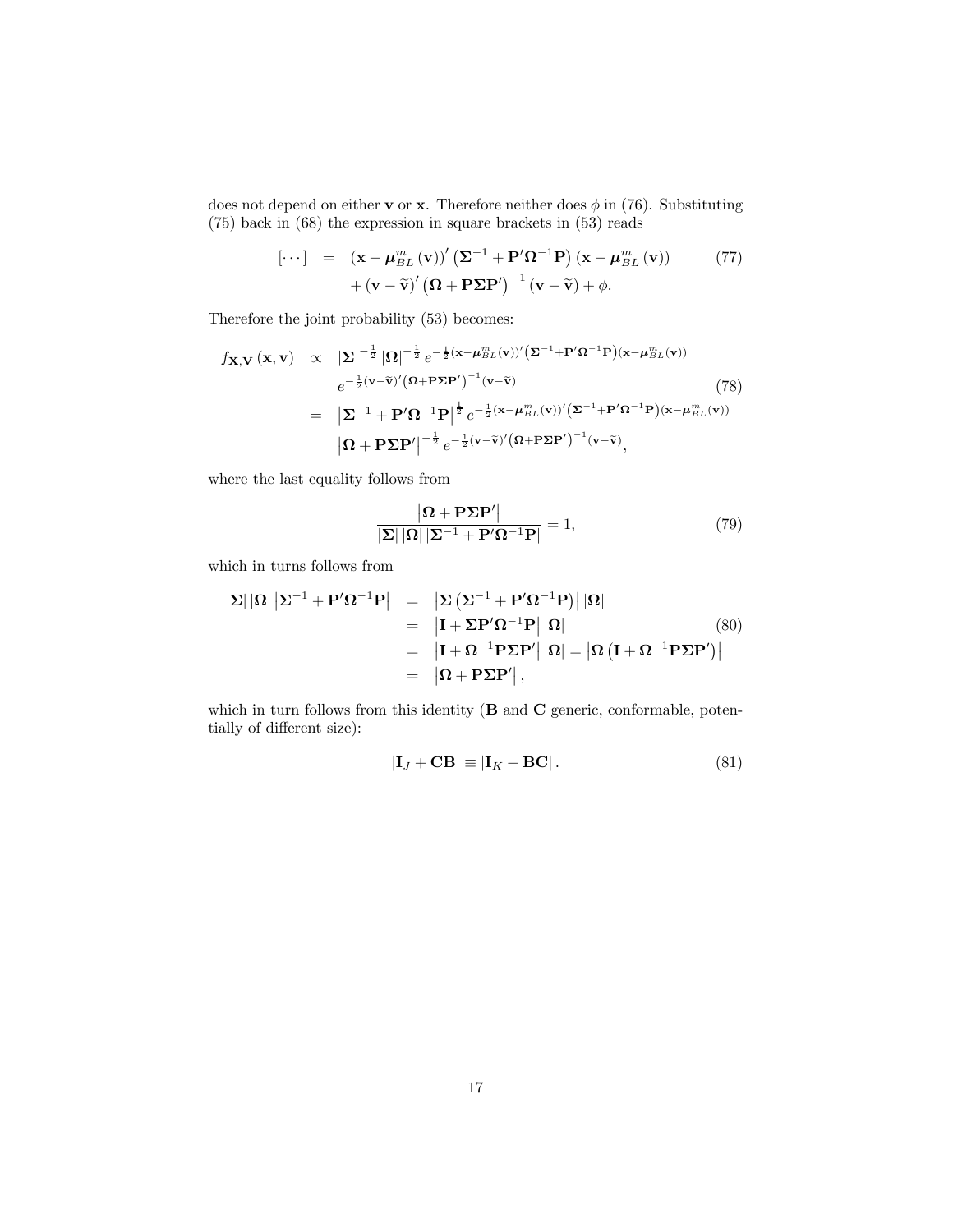does not depend on either $\mathbf{v}$ or $\mathbf{x}$. Therefore neither does $\phi$ in (76). Substituting (75) back in (68) the expression in square brackets in (53) reads

$$
\begin{aligned}
[\cdots] &= \left(\mathbf{x} - \boldsymbol{\mu}_{BL}^{m}(\mathbf{v})\right)' \left(\boldsymbol{\Sigma}^{-1} + \mathbf{P}'\boldsymbol{\Omega}^{-1}\mathbf{P}\right)\left(\mathbf{x} - \boldsymbol{\mu}_{BL}^{m}(\mathbf{v})\right) \\
&\quad + \left(\mathbf{v} - \widetilde{\mathbf{v}}\right)' \left(\boldsymbol{\Omega} + \mathbf{P}\boldsymbol{\Sigma}\mathbf{P}'\right)^{-1}\left(\mathbf{v} - \widetilde{\mathbf{v}}\right) + \phi.
\end{aligned} \tag{77}
$$

Therefore the joint probability (53) becomes:

$$
\begin{aligned}
f_{\mathbf{X},\mathbf{V}}(\mathbf{x},\mathbf{v}) &\propto |\boldsymbol{\Sigma}|^{-\frac{1}{2}} |\boldsymbol{\Omega}|^{-\frac{1}{2}} e^{-\frac{1}{2}\left(\mathbf{x} - \boldsymbol{\mu}_{BL}^{m}(\mathbf{v})\right)'\left(\boldsymbol{\Sigma}^{-1} + \mathbf{P}'\boldsymbol{\Omega}^{-1}\mathbf{P}\right)\left(\mathbf{x} - \boldsymbol{\mu}_{BL}^{m}(\mathbf{v})\right)} \\
&\quad e^{-\frac{1}{2}\left(\mathbf{v} - \widetilde{\mathbf{v}}\right)'\left(\boldsymbol{\Omega} + \mathbf{P}\boldsymbol{\Sigma}\mathbf{P}'\right)^{-1}\left(\mathbf{v} - \widetilde{\mathbf{v}}\right)} \\
&= \left|\boldsymbol{\Sigma}^{-1} + \mathbf{P}'\boldsymbol{\Omega}^{-1}\mathbf{P}\right|^{\frac{1}{2}} e^{-\frac{1}{2}\left(\mathbf{x} - \boldsymbol{\mu}_{BL}^{m}(\mathbf{v})\right)'\left(\boldsymbol{\Sigma}^{-1} + \mathbf{P}'\boldsymbol{\Omega}^{-1}\mathbf{P}\right)\left(\mathbf{x} - \boldsymbol{\mu}_{BL}^{m}(\mathbf{v})\right)} \\
&\quad \left|\boldsymbol{\Omega} + \mathbf{P}\boldsymbol{\Sigma}\mathbf{P}'\right|^{-\frac{1}{2}} e^{-\frac{1}{2}\left(\mathbf{v} - \widetilde{\mathbf{v}}\right)'\left(\boldsymbol{\Omega} + \mathbf{P}\boldsymbol{\Sigma}\mathbf{P}'\right)^{-1}\left(\mathbf{v} - \widetilde{\mathbf{v}}\right)},
\end{aligned} \tag{78}
$$

where the last equality follows from

$$
\frac{\left|\boldsymbol{\Omega} + \mathbf{P}\boldsymbol{\Sigma}\mathbf{P}'\right|}{|\boldsymbol{\Sigma}|\,|\boldsymbol{\Omega}|\,\left|\boldsymbol{\Sigma}^{-1} + \mathbf{P}'\boldsymbol{\Omega}^{-1}\mathbf{P}\right|} = 1, \tag{79}
$$

which in turns follows from

$$
\begin{aligned}
|\boldsymbol{\Sigma}|\,|\boldsymbol{\Omega}|\,\left|\boldsymbol{\Sigma}^{-1} + \mathbf{P}'\boldsymbol{\Omega}^{-1}\mathbf{P}\right| &= \left|\boldsymbol{\Sigma}\left(\boldsymbol{\Sigma}^{-1} + \mathbf{P}'\boldsymbol{\Omega}^{-1}\mathbf{P}\right)\right| |\boldsymbol{\Omega}| \\
&= \left|\mathbf{I} + \boldsymbol{\Sigma}\mathbf{P}'\boldsymbol{\Omega}^{-1}\mathbf{P}\right| |\boldsymbol{\Omega}| \\
&= \left|\mathbf{I} + \boldsymbol{\Omega}^{-1}\mathbf{P}\boldsymbol{\Sigma}\mathbf{P}'\right| |\boldsymbol{\Omega}| = \left|\boldsymbol{\Omega}\left(\mathbf{I} + \boldsymbol{\Omega}^{-1}\mathbf{P}\boldsymbol{\Sigma}\mathbf{P}'\right)\right| \\
&= \left|\boldsymbol{\Omega} + \mathbf{P}\boldsymbol{\Sigma}\mathbf{P}'\right|,
\end{aligned} \tag{80}
$$

which in turn follows from this identity ($\mathbf{B}$ and $\mathbf{C}$ generic, conformable, potentially of different size):

$$
|\mathbf{I}_J + \mathbf{C}\mathbf{B}| \equiv |\mathbf{I}_K + \mathbf{B}\mathbf{C}|. \tag{81}
$$